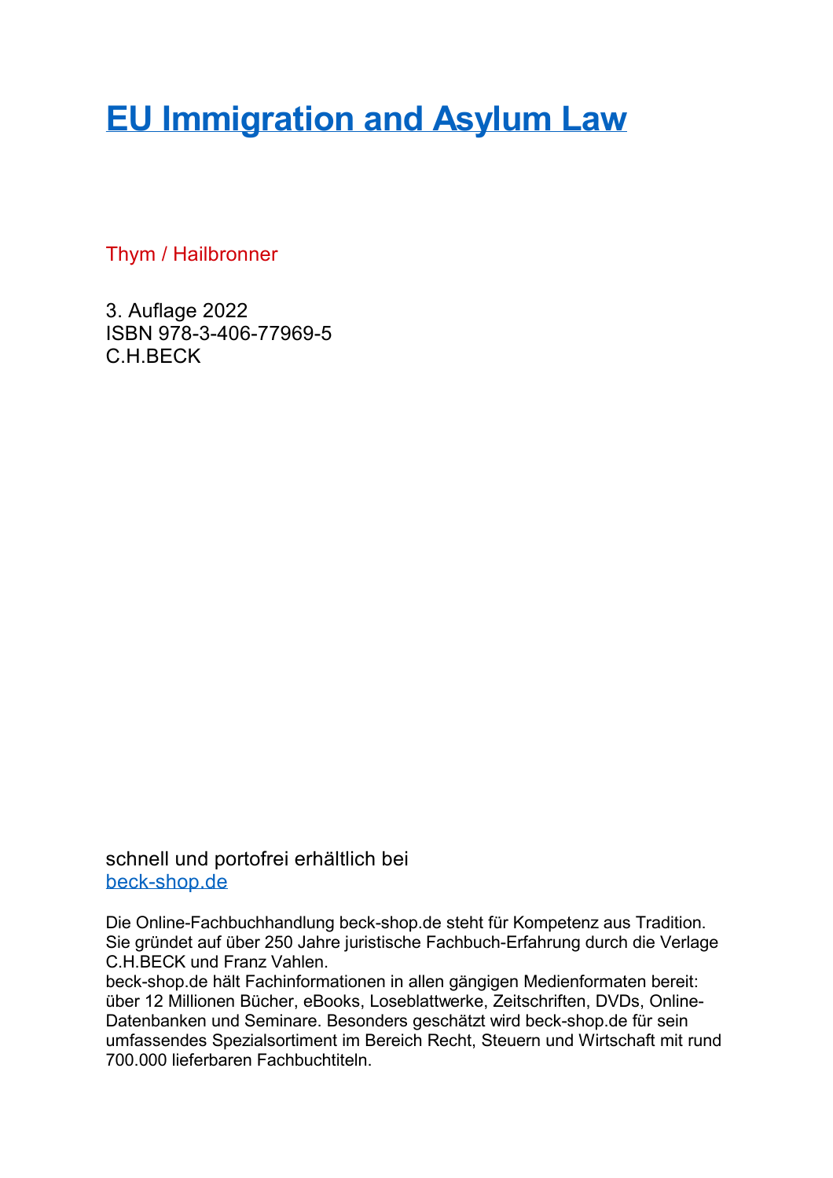# EU Immigration and Asylum Law

Thym / Hailbronner

3. Auflage 2022
ISBN 978-3-406-77969-5
C.H.BECK

schnell und portofrei erhältlich bei
beck-shop.de

Die Online-Fachbuchhandlung beck-shop.de steht für Kompetenz aus Tradition. Sie gründet auf über 250 Jahre juristische Fachbuch-Erfahrung durch die Verlage C.H.BECK und Franz Vahlen.
beck-shop.de hält Fachinformationen in allen gängigen Medienformaten bereit: über 12 Millionen Bücher, eBooks, Loseblattwerke, Zeitschriften, DVDs, Online-Datenbanken und Seminare. Besonders geschätzt wird beck-shop.de für sein umfassendes Spezialsortiment im Bereich Recht, Steuern und Wirtschaft mit rund 700.000 lieferbaren Fachbuchtiteln.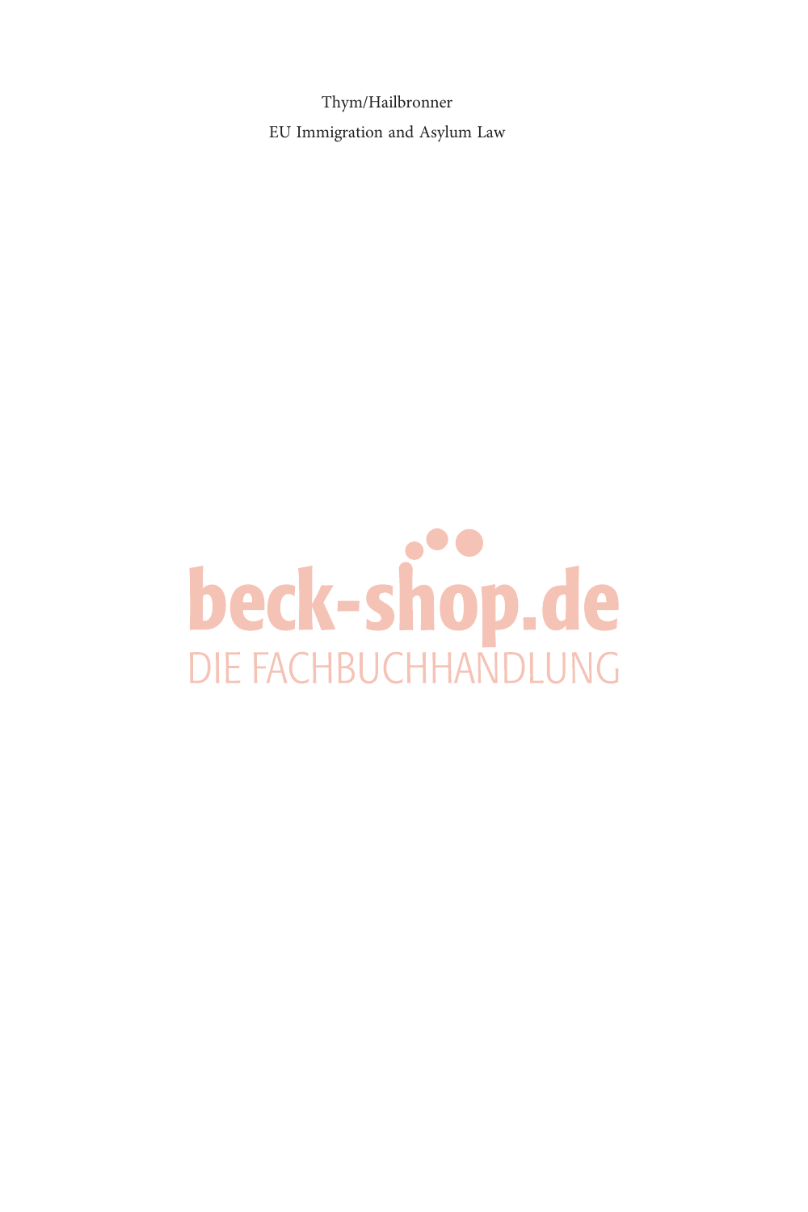Thym/Hailbronner

EU Immigration and Asylum Law

beck-shop.de

DIE FACHBUCHHANDLUNG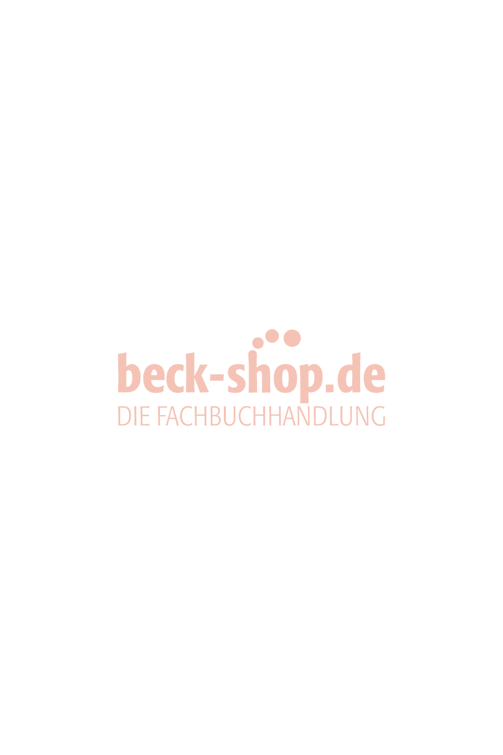beck-shop.de

DIE FACHBUCHHANDLUNG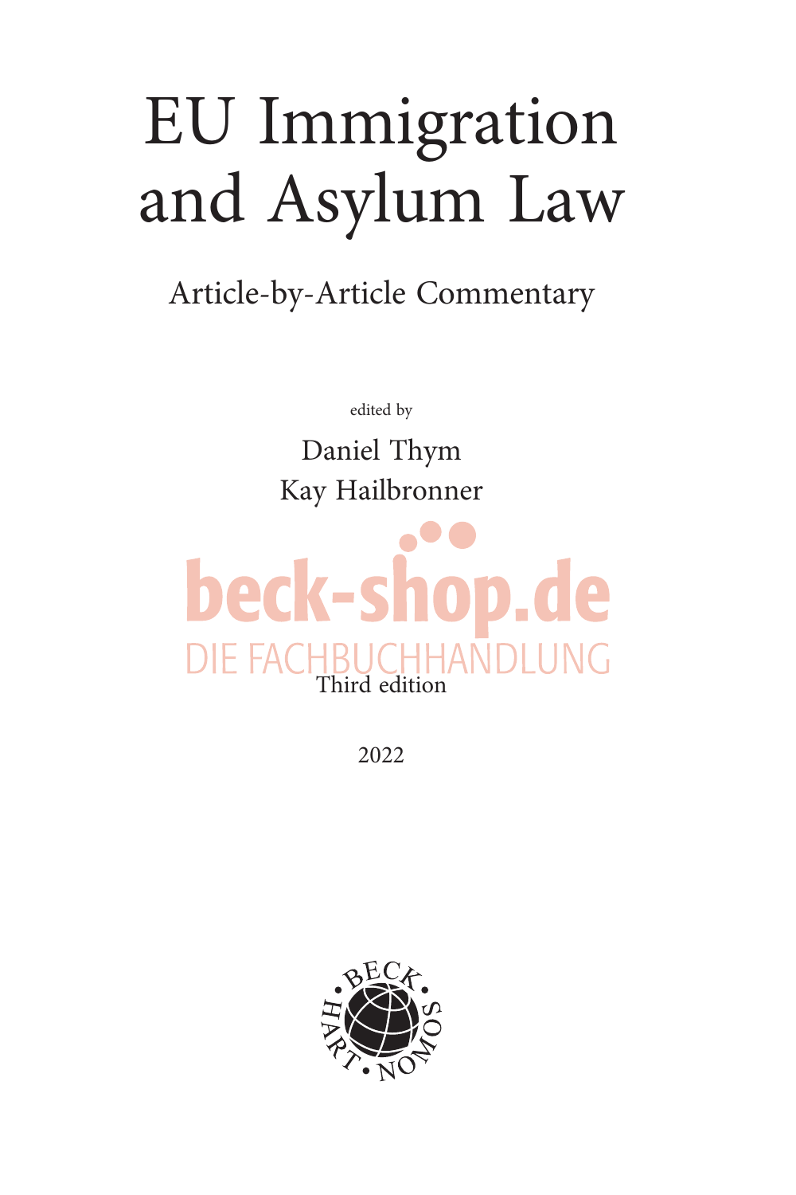# EU Immigration and Asylum Law

## Article-by-Article Commentary

edited by

Daniel Thym
Kay Hailbronner

Third edition

2022

BECK · HART · NOMOS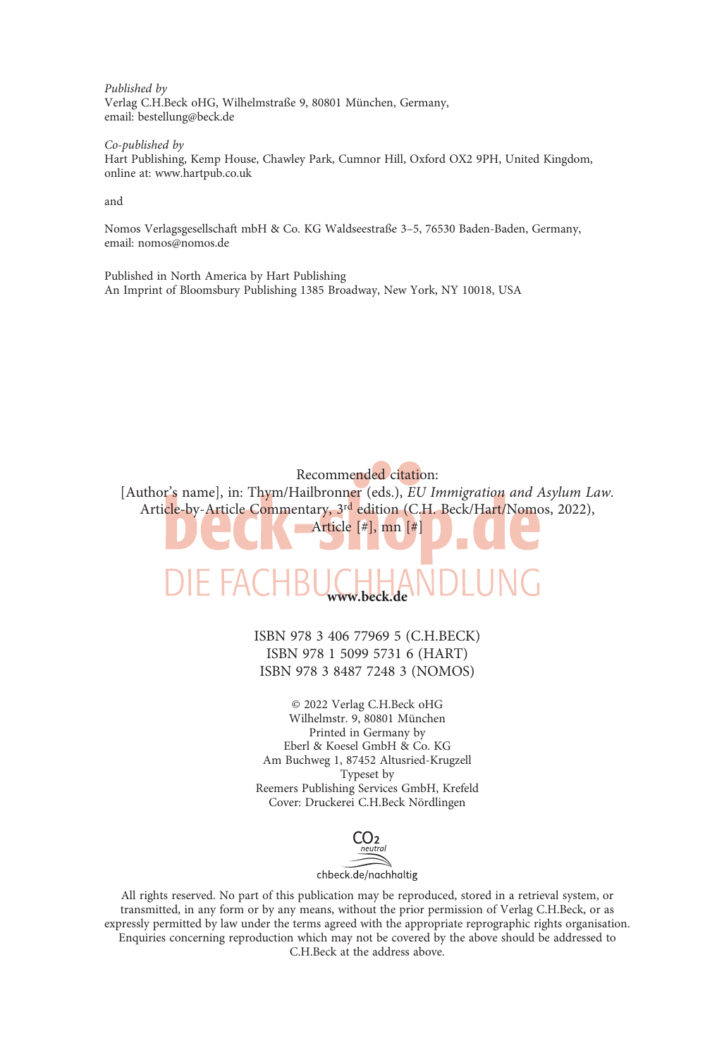*Published by*
Verlag C.H.Beck oHG, Wilhelmstraße 9, 80801 München, Germany,
email: bestellung@beck.de

*Co-published by*
Hart Publishing, Kemp House, Chawley Park, Cumnor Hill, Oxford OX2 9PH, United Kingdom,
online at: www.hartpub.co.uk

and

Nomos Verlagsgesellschaft mbH & Co. KG Waldseestraße 3–5, 76530 Baden-Baden, Germany,
email: nomos@nomos.de

Published in North America by Hart Publishing
An Imprint of Bloomsbury Publishing 1385 Broadway, New York, NY 10018, USA

Recommended citation:
[Author's name], in: Thym/Hailbronner (eds.), *EU Immigration and Asylum Law. Article-by-Article Commentary*, 3rd edition (C.H. Beck/Hart/Nomos, 2022), Article [#], mn [#]

**www.beck.de**

ISBN 978 3 406 77969 5 (C.H.BECK)
ISBN 978 1 5099 5731 6 (HART)
ISBN 978 3 8487 7248 3 (NOMOS)

© 2022 Verlag C.H.Beck oHG
Wilhelmstr. 9, 80801 München
Printed in Germany by
Eberl & Koesel GmbH & Co. KG
Am Buchweg 1, 87452 Altusried-Krugzell
Typeset by
Reemers Publishing Services GmbH, Krefeld
Cover: Druckerei C.H.Beck Nördlingen

$CO_2$ neutral
chbeck.de/nachhaltig

All rights reserved. No part of this publication may be reproduced, stored in a retrieval system, or transmitted, in any form or by any means, without the prior permission of Verlag C.H.Beck, or as expressly permitted by law under the terms agreed with the appropriate reprographic rights organisation. Enquiries concerning reproduction which may not be covered by the above should be addressed to C.H.Beck at the address above.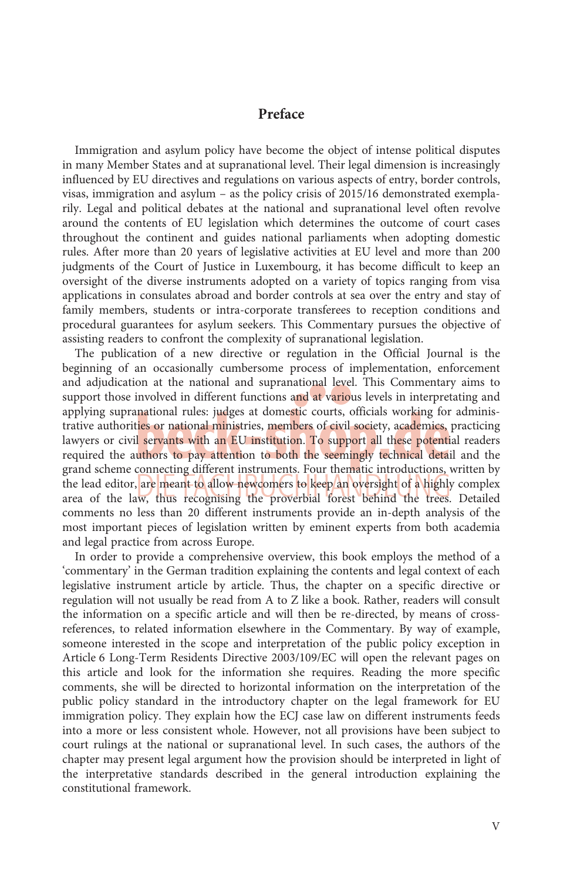# Preface

Immigration and asylum policy have become the object of intense political disputes in many Member States and at supranational level. Their legal dimension is increasingly influenced by EU directives and regulations on various aspects of entry, border controls, visas, immigration and asylum – as the policy crisis of 2015/16 demonstrated exemplarily. Legal and political debates at the national and supranational level often revolve around the contents of EU legislation which determines the outcome of court cases throughout the continent and guides national parliaments when adopting domestic rules. After more than 20 years of legislative activities at EU level and more than 200 judgments of the Court of Justice in Luxembourg, it has become difficult to keep an oversight of the diverse instruments adopted on a variety of topics ranging from visa applications in consulates abroad and border controls at sea over the entry and stay of family members, students or intra-corporate transferees to reception conditions and procedural guarantees for asylum seekers. This Commentary pursues the objective of assisting readers to confront the complexity of supranational legislation.

The publication of a new directive or regulation in the Official Journal is the beginning of an occasionally cumbersome process of implementation, enforcement and adjudication at the national and supranational level. This Commentary aims to support those involved in different functions and at various levels in interpretating and applying supranational rules: judges at domestic courts, officials working for administrative authorities or national ministries, members of civil society, academics, practicing lawyers or civil servants with an EU institution. To support all these potential readers required the authors to pay attention to both the seemingly technical detail and the grand scheme connecting different instruments. Four thematic introductions, written by the lead editor, are meant to allow newcomers to keep an oversight of a highly complex area of the law, thus recognising the proverbial forest behind the trees. Detailed comments no less than 20 different instruments provide an in-depth analysis of the most important pieces of legislation written by eminent experts from both academia and legal practice from across Europe.

In order to provide a comprehensive overview, this book employs the method of a 'commentary' in the German tradition explaining the contents and legal context of each legislative instrument article by article. Thus, the chapter on a specific directive or regulation will not usually be read from A to Z like a book. Rather, readers will consult the information on a specific article and will then be re-directed, by means of cross-references, to related information elsewhere in the Commentary. By way of example, someone interested in the scope and interpretation of the public policy exception in Article 6 Long-Term Residents Directive 2003/109/EC will open the relevant pages on this article and look for the information she requires. Reading the more specific comments, she will be directed to horizontal information on the interpretation of the public policy standard in the introductory chapter on the legal framework for EU immigration policy. They explain how the ECJ case law on different instruments feeds into a more or less consistent whole. However, not all provisions have been subject to court rulings at the national or supranational level. In such cases, the authors of the chapter may present legal argument how the provision should be interpreted in light of the interpretative standards described in the general introduction explaining the constitutional framework.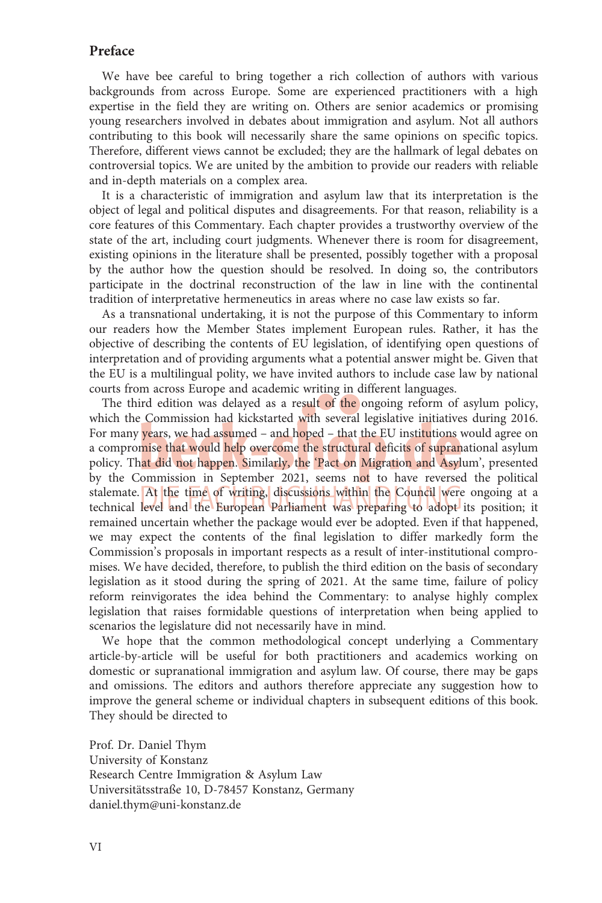## Preface

We have bee careful to bring together a rich collection of authors with various backgrounds from across Europe. Some are experienced practitioners with a high expertise in the field they are writing on. Others are senior academics or promising young researchers involved in debates about immigration and asylum. Not all authors contributing to this book will necessarily share the same opinions on specific topics. Therefore, different views cannot be excluded; they are the hallmark of legal debates on controversial topics. We are united by the ambition to provide our readers with reliable and in-depth materials on a complex area.

It is a characteristic of immigration and asylum law that its interpretation is the object of legal and political disputes and disagreements. For that reason, reliability is a core features of this Commentary. Each chapter provides a trustworthy overview of the state of the art, including court judgments. Whenever there is room for disagreement, existing opinions in the literature shall be presented, possibly together with a proposal by the author how the question should be resolved. In doing so, the contributors participate in the doctrinal reconstruction of the law in line with the continental tradition of interpretative hermeneutics in areas where no case law exists so far.

As a transnational undertaking, it is not the purpose of this Commentary to inform our readers how the Member States implement European rules. Rather, it has the objective of describing the contents of EU legislation, of identifying open questions of interpretation and of providing arguments what a potential answer might be. Given that the EU is a multilingual polity, we have invited authors to include case law by national courts from across Europe and academic writing in different languages.

The third edition was delayed as a result of the ongoing reform of asylum policy, which the Commission had kickstarted with several legislative initiatives during 2016. For many years, we had assumed – and hoped – that the EU institutions would agree on a compromise that would help overcome the structural deficits of supranational asylum policy. That did not happen. Similarly, the 'Pact on Migration and Asylum', presented by the Commission in September 2021, seems not to have reversed the political stalemate. At the time of writing, discussions within the Council were ongoing at a technical level and the European Parliament was preparing to adopt its position; it remained uncertain whether the package would ever be adopted. Even if that happened, we may expect the contents of the final legislation to differ markedly form the Commission's proposals in important respects as a result of inter-institutional compromises. We have decided, therefore, to publish the third edition on the basis of secondary legislation as it stood during the spring of 2021. At the same time, failure of policy reform reinvigorates the idea behind the Commentary: to analyse highly complex legislation that raises formidable questions of interpretation when being applied to scenarios the legislature did not necessarily have in mind.

We hope that the common methodological concept underlying a Commentary article-by-article will be useful for both practitioners and academics working on domestic or supranational immigration and asylum law. Of course, there may be gaps and omissions. The editors and authors therefore appreciate any suggestion how to improve the general scheme or individual chapters in subsequent editions of this book. They should be directed to

Prof. Dr. Daniel Thym
University of Konstanz
Research Centre Immigration & Asylum Law
Universitätsstraße 10, D-78457 Konstanz, Germany
daniel.thym@uni-konstanz.de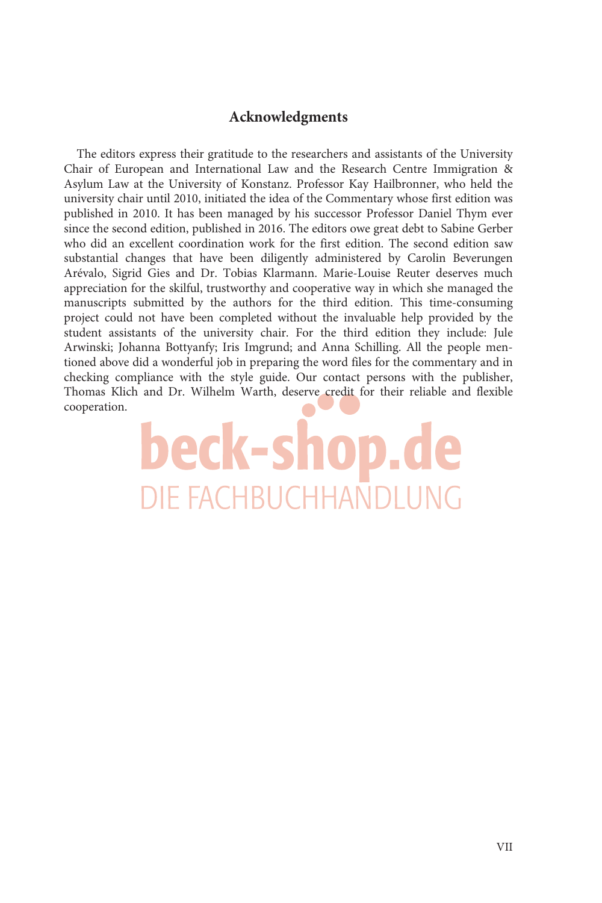## Acknowledgments

The editors express their gratitude to the researchers and assistants of the University Chair of European and International Law and the Research Centre Immigration & Asylum Law at the University of Konstanz. Professor Kay Hailbronner, who held the university chair until 2010, initiated the idea of the Commentary whose first edition was published in 2010. It has been managed by his successor Professor Daniel Thym ever since the second edition, published in 2016. The editors owe great debt to Sabine Gerber who did an excellent coordination work for the first edition. The second edition saw substantial changes that have been diligently administered by Carolin Beverungen Arévalo, Sigrid Gies and Dr. Tobias Klarmann. Marie-Louise Reuter deserves much appreciation for the skilful, trustworthy and cooperative way in which she managed the manuscripts submitted by the authors for the third edition. This time-consuming project could not have been completed without the invaluable help provided by the student assistants of the university chair. For the third edition they include: Jule Arwinski; Johanna Bottyanfy; Iris Imgrund; and Anna Schilling. All the people mentioned above did a wonderful job in preparing the word files for the commentary and in checking compliance with the style guide. Our contact persons with the publisher, Thomas Klich and Dr. Wilhelm Warth, deserve credit for their reliable and flexible cooperation.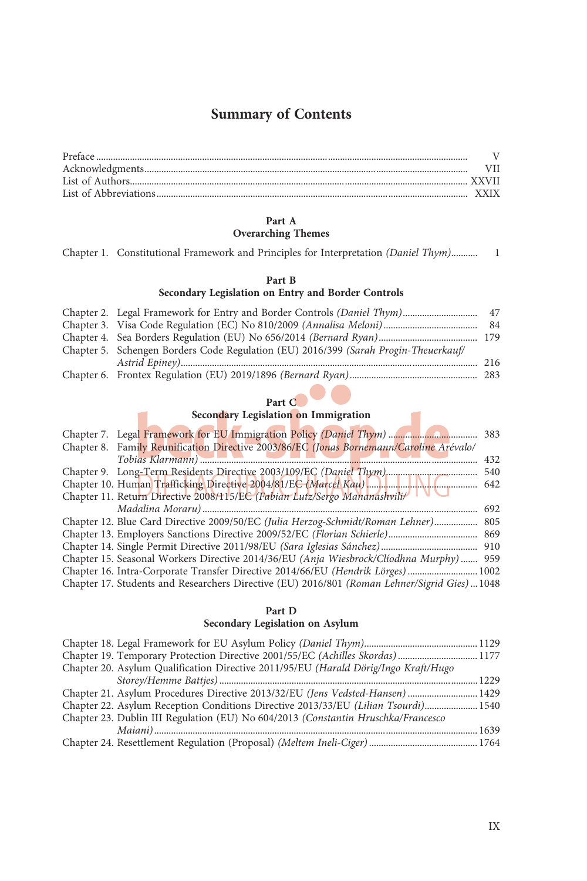# Summary of Contents

Preface ..... V
Acknowledgments ..... VII
List of Authors ..... XXVII
List of Abbreviations ..... XXIX

## Part A
## Overarching Themes

Chapter 1. Constitutional Framework and Principles for Interpretation *(Daniel Thym)* ..... 1

## Part B
## Secondary Legislation on Entry and Border Controls

Chapter 2. Legal Framework for Entry and Border Controls *(Daniel Thym)* ..... 47
Chapter 3. Visa Code Regulation (EC) No 810/2009 *(Annalisa Meloni)* ..... 84
Chapter 4. Sea Borders Regulation (EU) No 656/2014 *(Bernard Ryan)* ..... 179
Chapter 5. Schengen Borders Code Regulation (EU) 2016/399 *(Sarah Progin-Theuerkauf/Astrid Epiney)* ..... 216
Chapter 6. Frontex Regulation (EU) 2019/1896 *(Bernard Ryan)* ..... 283

## Part C
## Secondary Legislation on Immigration

Chapter 7. Legal Framework for EU Immigration Policy *(Daniel Thym)* ..... 383
Chapter 8. Family Reunification Directive 2003/86/EC *(Jonas Bornemann/Caroline Arévalo/Tobias Klarmann)* ..... 432
Chapter 9. Long-Term Residents Directive 2003/109/EC *(Daniel Thym)* ..... 540
Chapter 10. Human Trafficking Directive 2004/81/EC *(Marcel Kau)* ..... 642
Chapter 11. Return Directive 2008/115/EC *(Fabian Lutz/Sergo Mananashvili/Madalina Moraru)* ..... 692
Chapter 12. Blue Card Directive 2009/50/EC *(Julia Herzog-Schmidt/Roman Lehner)* ..... 805
Chapter 13. Employers Sanctions Directive 2009/52/EC *(Florian Schierle)* ..... 869
Chapter 14. Single Permit Directive 2011/98/EU *(Sara Iglesias Sánchez)* ..... 910
Chapter 15. Seasonal Workers Directive 2014/36/EU *(Anja Wiesbrock/Clíodhna Murphy)* ..... 959
Chapter 16. Intra-Corporate Transfer Directive 2014/66/EU *(Hendrik Lörges)* ..... 1002
Chapter 17. Students and Researchers Directive (EU) 2016/801 *(Roman Lehner/Sigrid Gies)* ..... 1048

## Part D
## Secondary Legislation on Asylum

Chapter 18. Legal Framework for EU Asylum Policy *(Daniel Thym)* ..... 1129
Chapter 19. Temporary Protection Directive 2001/55/EC *(Achilles Skordas)* ..... 1177
Chapter 20. Asylum Qualification Directive 2011/95/EU *(Harald Dörig/Ingo Kraft/Hugo Storey/Hemme Battjes)* ..... 1229
Chapter 21. Asylum Procedures Directive 2013/32/EU *(Jens Vedsted-Hansen)* ..... 1429
Chapter 22. Asylum Reception Conditions Directive 2013/33/EU *(Lilian Tsourdi)* ..... 1540
Chapter 23. Dublin III Regulation (EU) No 604/2013 *(Constantin Hruschka/Francesco Maiani)* ..... 1639
Chapter 24. Resettlement Regulation (Proposal) *(Meltem Ineli-Ciger)* ..... 1764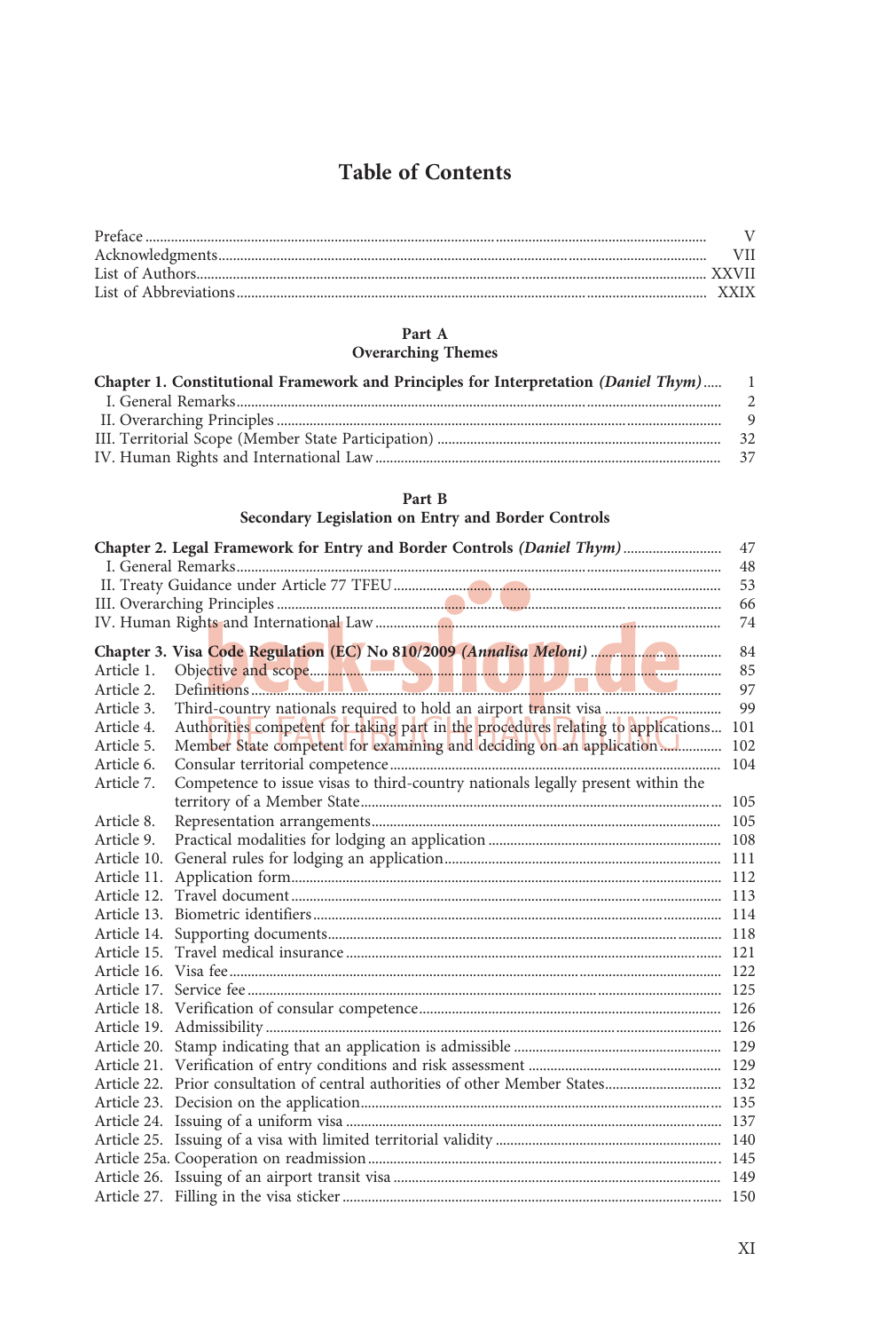# Table of Contents

| | |
|---|---|
| Preface | V |
| Acknowledgments | VII |
| List of Authors | XXVII |
| List of Abbreviations | XXIX |

## Part A
## Overarching Themes

| | |
|---|---|
| **Chapter 1. Constitutional Framework and Principles for Interpretation** ***(Daniel Thym)*** | 1 |
| I. General Remarks | 2 |
| II. Overarching Principles | 9 |
| III. Territorial Scope (Member State Participation) | 32 |
| IV. Human Rights and International Law | 37 |

## Part B
## Secondary Legislation on Entry and Border Controls

| | |
|---|---|
| **Chapter 2. Legal Framework for Entry and Border Controls** ***(Daniel Thym)*** | 47 |
| I. General Remarks | 48 |
| II. Treaty Guidance under Article 77 TFEU | 53 |
| III. Overarching Principles | 66 |
| IV. Human Rights and International Law | 74 |
| **Chapter 3. Visa Code Regulation (EC) No 810/2009** ***(Annalisa Meloni)*** | 84 |
| Article 1. Objective and scope | 85 |
| Article 2. Definitions | 97 |
| Article 3. Third-country nationals required to hold an airport transit visa | 99 |
| Article 4. Authorities competent for taking part in the procedures relating to applications | 101 |
| Article 5. Member State competent for examining and deciding on an application | 102 |
| Article 6. Consular territorial competence | 104 |
| Article 7. Competence to issue visas to third-country nationals legally present within the territory of a Member State | 105 |
| Article 8. Representation arrangements | 105 |
| Article 9. Practical modalities for lodging an application | 108 |
| Article 10. General rules for lodging an application | 111 |
| Article 11. Application form | 112 |
| Article 12. Travel document | 113 |
| Article 13. Biometric identifiers | 114 |
| Article 14. Supporting documents | 118 |
| Article 15. Travel medical insurance | 121 |
| Article 16. Visa fee | 122 |
| Article 17. Service fee | 125 |
| Article 18. Verification of consular competence | 126 |
| Article 19. Admissibility | 126 |
| Article 20. Stamp indicating that an application is admissible | 129 |
| Article 21. Verification of entry conditions and risk assessment | 129 |
| Article 22. Prior consultation of central authorities of other Member States | 132 |
| Article 23. Decision on the application | 135 |
| Article 24. Issuing of a uniform visa | 137 |
| Article 25. Issuing of a visa with limited territorial validity | 140 |
| Article 25a. Cooperation on readmission | 145 |
| Article 26. Issuing of an airport transit visa | 149 |
| Article 27. Filling in the visa sticker | 150 |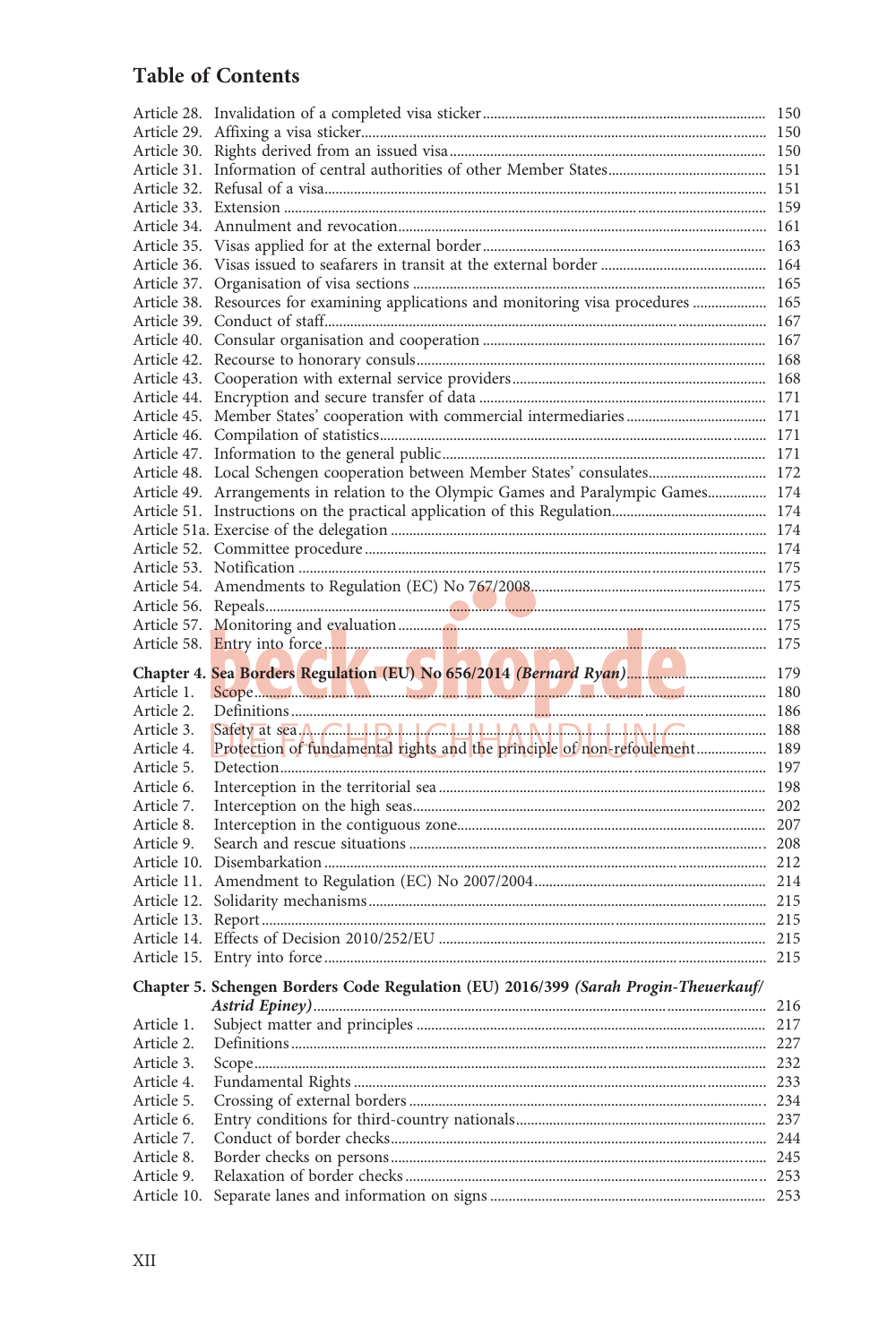# Table of Contents

| | | |
|---|---|---|
| Article 28. | Invalidation of a completed visa sticker | 150 |
| Article 29. | Affixing a visa sticker | 150 |
| Article 30. | Rights derived from an issued visa | 150 |
| Article 31. | Information of central authorities of other Member States | 151 |
| Article 32. | Refusal of a visa | 151 |
| Article 33. | Extension | 159 |
| Article 34. | Annulment and revocation | 161 |
| Article 35. | Visas applied for at the external border | 163 |
| Article 36. | Visas issued to seafarers in transit at the external border | 164 |
| Article 37. | Organisation of visa sections | 165 |
| Article 38. | Resources for examining applications and monitoring visa procedures | 165 |
| Article 39. | Conduct of staff | 167 |
| Article 40. | Consular organisation and cooperation | 167 |
| Article 42. | Recourse to honorary consuls | 168 |
| Article 43. | Cooperation with external service providers | 168 |
| Article 44. | Encryption and secure transfer of data | 171 |
| Article 45. | Member States' cooperation with commercial intermediaries | 171 |
| Article 46. | Compilation of statistics | 171 |
| Article 47. | Information to the general public | 171 |
| Article 48. | Local Schengen cooperation between Member States' consulates | 172 |
| Article 49. | Arrangements in relation to the Olympic Games and Paralympic Games | 174 |
| Article 51. | Instructions on the practical application of this Regulation | 174 |
| Article 51a. | Exercise of the delegation | 174 |
| Article 52. | Committee procedure | 174 |
| Article 53. | Notification | 175 |
| Article 54. | Amendments to Regulation (EC) No 767/2008 | 175 |
| Article 56. | Repeals | 175 |
| Article 57. | Monitoring and evaluation | 175 |
| Article 58. | Entry into force | 175 |

| | | |
|---|---|---|
| **Chapter 4.** | **Sea Borders Regulation (EU) No 656/2014** ***(Bernard Ryan)*** | 179 |
| Article 1. | Scope | 180 |
| Article 2. | Definitions | 186 |
| Article 3. | Safety at sea | 188 |
| Article 4. | Protection of fundamental rights and the principle of non-refoulement | 189 |
| Article 5. | Detection | 197 |
| Article 6. | Interception in the territorial sea | 198 |
| Article 7. | Interception on the high seas | 202 |
| Article 8. | Interception in the contiguous zone | 207 |
| Article 9. | Search and rescue situations | 208 |
| Article 10. | Disembarkation | 212 |
| Article 11. | Amendment to Regulation (EC) No 2007/2004 | 214 |
| Article 12. | Solidarity mechanisms | 215 |
| Article 13. | Report | 215 |
| Article 14. | Effects of Decision 2010/252/EU | 215 |
| Article 15. | Entry into force | 215 |

| | | |
|---|---|---|
| **Chapter 5.** | **Schengen Borders Code Regulation (EU) 2016/399** ***(Sarah Progin-Theuerkauf/ Astrid Epiney)*** | 216 |
| Article 1. | Subject matter and principles | 217 |
| Article 2. | Definitions | 227 |
| Article 3. | Scope | 232 |
| Article 4. | Fundamental Rights | 233 |
| Article 5. | Crossing of external borders | 234 |
| Article 6. | Entry conditions for third-country nationals | 237 |
| Article 7. | Conduct of border checks | 244 |
| Article 8. | Border checks on persons | 245 |
| Article 9. | Relaxation of border checks | 253 |
| Article 10. | Separate lanes and information on signs | 253 |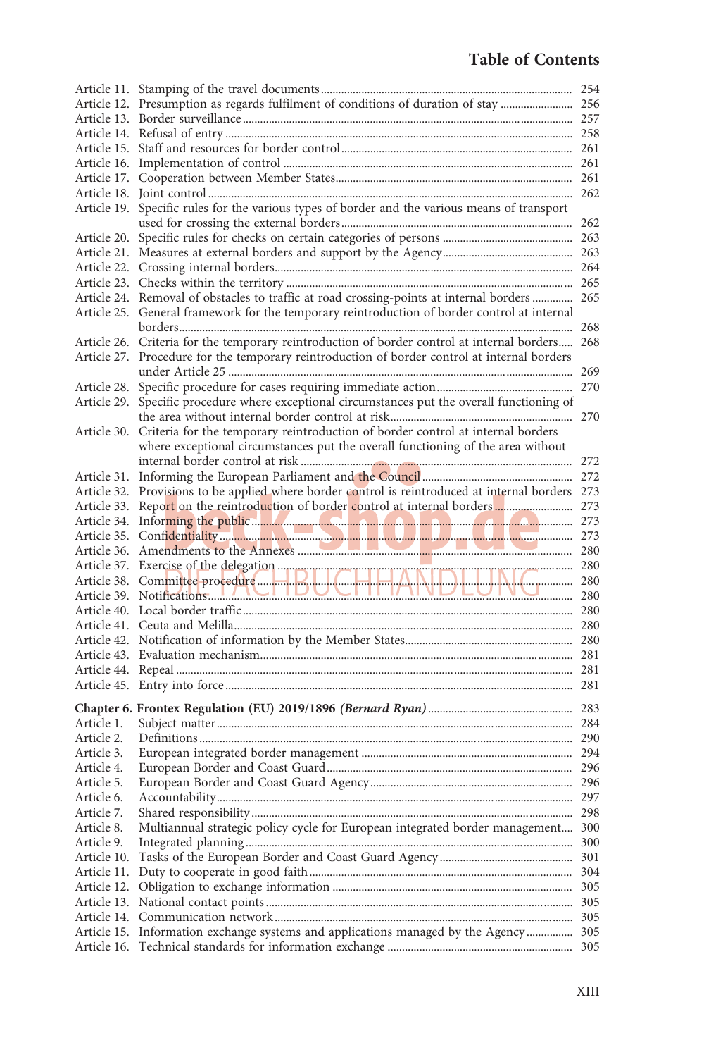| | | |
|---|---|---|
| Article 11. | Stamping of the travel documents | 254 |
| Article 12. | Presumption as regards fulfilment of conditions of duration of stay | 256 |
| Article 13. | Border surveillance | 257 |
| Article 14. | Refusal of entry | 258 |
| Article 15. | Staff and resources for border control | 261 |
| Article 16. | Implementation of control | 261 |
| Article 17. | Cooperation between Member States | 261 |
| Article 18. | Joint control | 262 |
| Article 19. | Specific rules for the various types of border and the various means of transport used for crossing the external borders | 262 |
| Article 20. | Specific rules for checks on certain categories of persons | 263 |
| Article 21. | Measures at external borders and support by the Agency | 263 |
| Article 22. | Crossing internal borders | 264 |
| Article 23. | Checks within the territory | 265 |
| Article 24. | Removal of obstacles to traffic at road crossing-points at internal borders | 265 |
| Article 25. | General framework for the temporary reintroduction of border control at internal borders | 268 |
| Article 26. | Criteria for the temporary reintroduction of border control at internal borders | 268 |
| Article 27. | Procedure for the temporary reintroduction of border control at internal borders under Article 25 | 269 |
| Article 28. | Specific procedure for cases requiring immediate action | 270 |
| Article 29. | Specific procedure where exceptional circumstances put the overall functioning of the area without internal border control at risk | 270 |
| Article 30. | Criteria for the temporary reintroduction of border control at internal borders where exceptional circumstances put the overall functioning of the area without internal border control at risk | 272 |
| Article 31. | Informing the European Parliament and the Council | 272 |
| Article 32. | Provisions to be applied where border control is reintroduced at internal borders | 273 |
| Article 33. | Report on the reintroduction of border control at internal borders | 273 |
| Article 34. | Informing the public | 273 |
| Article 35. | Confidentiality | 273 |
| Article 36. | Amendments to the Annexes | 280 |
| Article 37. | Exercise of the delegation | 280 |
| Article 38. | Committee procedure | 280 |
| Article 39. | Notifications | 280 |
| Article 40. | Local border traffic | 280 |
| Article 41. | Ceuta and Melilla | 280 |
| Article 42. | Notification of information by the Member States | 280 |
| Article 43. | Evaluation mechanism | 281 |
| Article 44. | Repeal | 281 |
| Article 45. | Entry into force | 281 |

**Chapter 6. Frontex Regulation (EU) 2019/1896** ***(Bernard Ryan)*** ..... 283

| | | |
|---|---|---|
| Article 1. | Subject matter | 284 |
| Article 2. | Definitions | 290 |
| Article 3. | European integrated border management | 294 |
| Article 4. | European Border and Coast Guard | 296 |
| Article 5. | European Border and Coast Guard Agency | 296 |
| Article 6. | Accountability | 297 |
| Article 7. | Shared responsibility | 298 |
| Article 8. | Multiannual strategic policy cycle for European integrated border management | 300 |
| Article 9. | Integrated planning | 300 |
| Article 10. | Tasks of the European Border and Coast Guard Agency | 301 |
| Article 11. | Duty to cooperate in good faith | 304 |
| Article 12. | Obligation to exchange information | 305 |
| Article 13. | National contact points | 305 |
| Article 14. | Communication network | 305 |
| Article 15. | Information exchange systems and applications managed by the Agency | 305 |
| Article 16. | Technical standards for information exchange | 305 |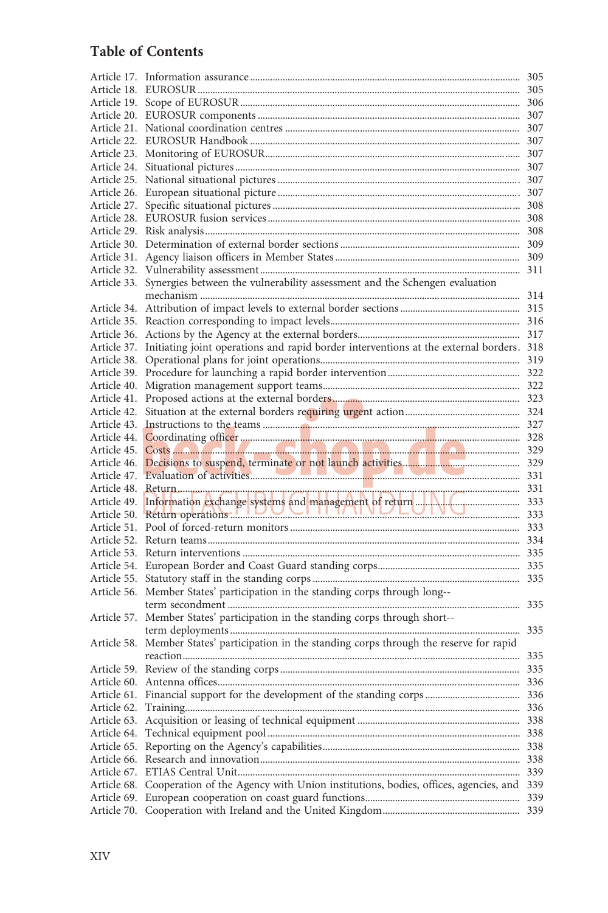## Table of Contents

| | | |
|---|---|---|
| Article 17. | Information assurance | 305 |
| Article 18. | EUROSUR | 305 |
| Article 19. | Scope of EUROSUR | 306 |
| Article 20. | EUROSUR components | 307 |
| Article 21. | National coordination centres | 307 |
| Article 22. | EUROSUR Handbook | 307 |
| Article 23. | Monitoring of EUROSUR | 307 |
| Article 24. | Situational pictures | 307 |
| Article 25. | National situational pictures | 307 |
| Article 26. | European situational picture | 307 |
| Article 27. | Specific situational pictures | 308 |
| Article 28. | EUROSUR fusion services | 308 |
| Article 29. | Risk analysis | 308 |
| Article 30. | Determination of external border sections | 309 |
| Article 31. | Agency liaison officers in Member States | 309 |
| Article 32. | Vulnerability assessment | 311 |
| Article 33. | Synergies between the vulnerability assessment and the Schengen evaluation mechanism | 314 |
| Article 34. | Attribution of impact levels to external border sections | 315 |
| Article 35. | Reaction corresponding to impact levels | 316 |
| Article 36. | Actions by the Agency at the external borders | 317 |
| Article 37. | Initiating joint operations and rapid border interventions at the external borders | 318 |
| Article 38. | Operational plans for joint operations | 319 |
| Article 39. | Procedure for launching a rapid border intervention | 322 |
| Article 40. | Migration management support teams | 322 |
| Article 41. | Proposed actions at the external borders | 323 |
| Article 42. | Situation at the external borders requiring urgent action | 324 |
| Article 43. | Instructions to the teams | 327 |
| Article 44. | Coordinating officer | 328 |
| Article 45. | Costs | 329 |
| Article 46. | Decisions to suspend, terminate or not launch activities | 329 |
| Article 47. | Evaluation of activities | 331 |
| Article 48. | Return | 331 |
| Article 49. | Information exchange systems and management of return | 333 |
| Article 50. | Return operations | 333 |
| Article 51. | Pool of forced-return monitors | 333 |
| Article 52. | Return teams | 334 |
| Article 53. | Return interventions | 335 |
| Article 54. | European Border and Coast Guard standing corps | 335 |
| Article 55. | Statutory staff in the standing corps | 335 |
| Article 56. | Member States' participation in the standing corps through long-term secondment | 335 |
| Article 57. | Member States' participation in the standing corps through short-term deployments | 335 |
| Article 58. | Member States' participation in the standing corps through the reserve for rapid reaction | 335 |
| Article 59. | Review of the standing corps | 335 |
| Article 60. | Antenna offices | 336 |
| Article 61. | Financial support for the development of the standing corps | 336 |
| Article 62. | Training | 336 |
| Article 63. | Acquisition or leasing of technical equipment | 338 |
| Article 64. | Technical equipment pool | 338 |
| Article 65. | Reporting on the Agency's capabilities | 338 |
| Article 66. | Research and innovation | 338 |
| Article 67. | ETIAS Central Unit | 339 |
| Article 68. | Cooperation of the Agency with Union institutions, bodies, offices, agencies, and | 339 |
| Article 69. | European cooperation on coast guard functions | 339 |
| Article 70. | Cooperation with Ireland and the United Kingdom | 339 |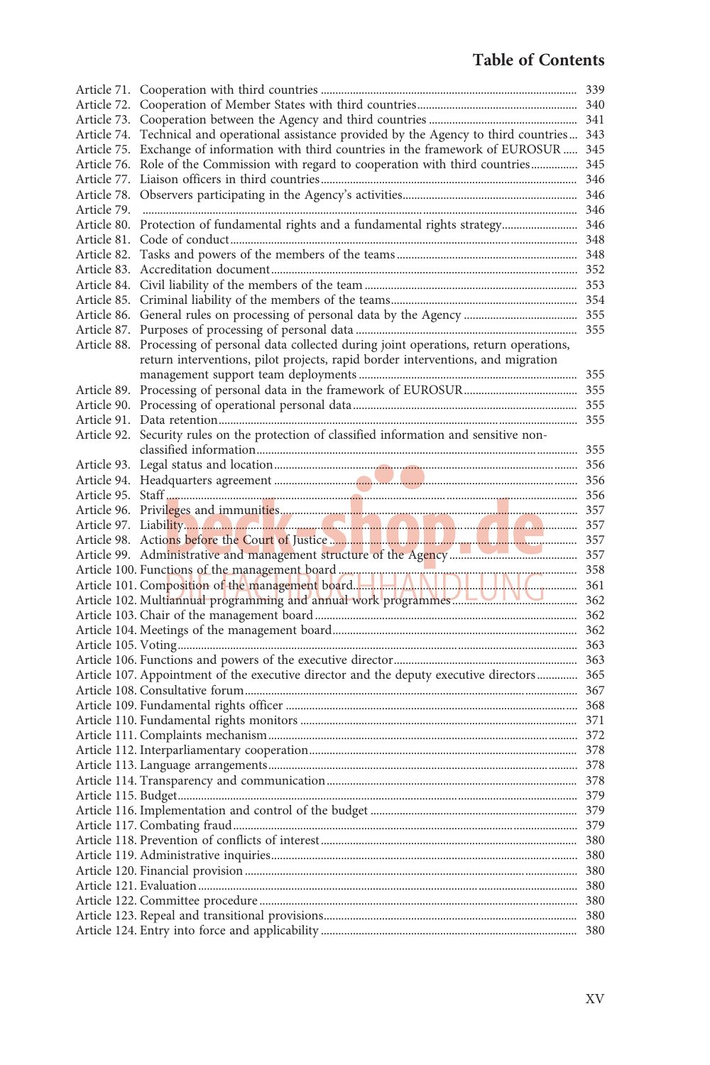Article 71. Cooperation with third countries ... 339
Article 72. Cooperation of Member States with third countries ... 340
Article 73. Cooperation between the Agency and third countries ... 341
Article 74. Technical and operational assistance provided by the Agency to third countries ... 343
Article 75. Exchange of information with third countries in the framework of EUROSUR ... 345
Article 76. Role of the Commission with regard to cooperation with third countries ... 345
Article 77. Liaison officers in third countries ... 346
Article 78. Observers participating in the Agency's activities ... 346
Article 79. ... 346
Article 80. Protection of fundamental rights and a fundamental rights strategy ... 346
Article 81. Code of conduct ... 348
Article 82. Tasks and powers of the members of the teams ... 348
Article 83. Accreditation document ... 352
Article 84. Civil liability of the members of the team ... 353
Article 85. Criminal liability of the members of the teams ... 354
Article 86. General rules on processing of personal data by the Agency ... 355
Article 87. Purposes of processing of personal data ... 355
Article 88. Processing of personal data collected during joint operations, return operations, return interventions, pilot projects, rapid border interventions, and migration management support team deployments ... 355
Article 89. Processing of personal data in the framework of EUROSUR ... 355
Article 90. Processing of operational personal data ... 355
Article 91. Data retention ... 355
Article 92. Security rules on the protection of classified information and sensitive non-classified information ... 355
Article 93. Legal status and location ... 356
Article 94. Headquarters agreement ... 356
Article 95. Staff ... 356
Article 96. Privileges and immunities ... 357
Article 97. Liability ... 357
Article 98. Actions before the Court of Justice ... 357
Article 99. Administrative and management structure of the Agency ... 357
Article 100. Functions of the management board ... 358
Article 101. Composition of the management board ... 361
Article 102. Multiannual programming and annual work programmes ... 362
Article 103. Chair of the management board ... 362
Article 104. Meetings of the management board ... 362
Article 105. Voting ... 363
Article 106. Functions and powers of the executive director ... 363
Article 107. Appointment of the executive director and the deputy executive directors ... 365
Article 108. Consultative forum ... 367
Article 109. Fundamental rights officer ... 368
Article 110. Fundamental rights monitors ... 371
Article 111. Complaints mechanism ... 372
Article 112. Interparliamentary cooperation ... 378
Article 113. Language arrangements ... 378
Article 114. Transparency and communication ... 378
Article 115. Budget ... 379
Article 116. Implementation and control of the budget ... 379
Article 117. Combating fraud ... 379
Article 118. Prevention of conflicts of interest ... 380
Article 119. Administrative inquiries ... 380
Article 120. Financial provision ... 380
Article 121. Evaluation ... 380
Article 122. Committee procedure ... 380
Article 123. Repeal and transitional provisions ... 380
Article 124. Entry into force and applicability ... 380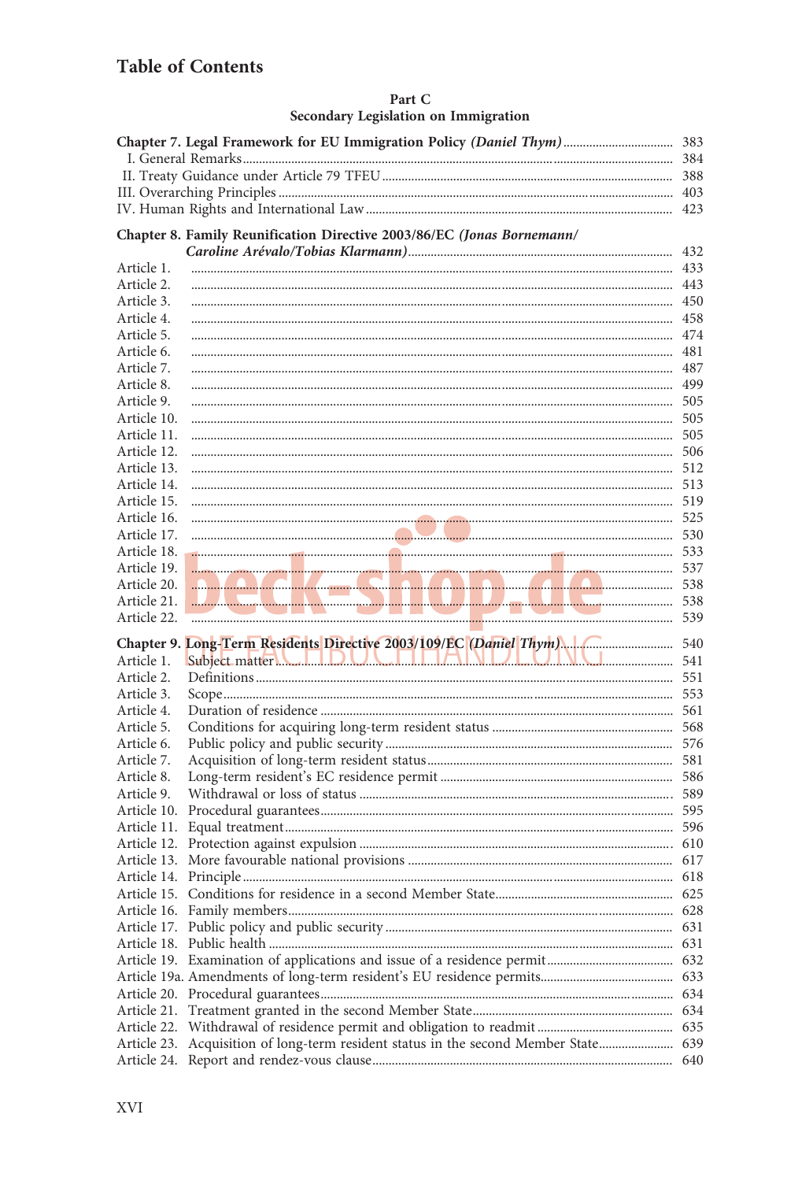## Table of Contents

### Part C
### Secondary Legislation on Immigration

**Chapter 7. Legal Framework for EU Immigration Policy *(Daniel Thym)*** ........ 383
- I. General Remarks ........ 384
- II. Treaty Guidance under Article 79 TFEU ........ 388
- III. Overarching Principles ........ 403
- IV. Human Rights and International Law ........ 423

**Chapter 8. Family Reunification Directive 2003/86/EC *(Jonas Bornemann/ Caroline Arévalo/Tobias Klarmann)*** ........ 432

- Article 1. ........ 433
- Article 2. ........ 443
- Article 3. ........ 450
- Article 4. ........ 458
- Article 5. ........ 474
- Article 6. ........ 481
- Article 7. ........ 487
- Article 8. ........ 499
- Article 9. ........ 505
- Article 10. ........ 505
- Article 11. ........ 505
- Article 12. ........ 506
- Article 13. ........ 512
- Article 14. ........ 513
- Article 15. ........ 519
- Article 16. ........ 525
- Article 17. ........ 530
- Article 18. ........ 533
- Article 19. ........ 537
- Article 20. ........ 538
- Article 21. ........ 538
- Article 22. ........ 539

**Chapter 9. Long-Term Residents Directive 2003/109/EC *(Daniel Thym)*** ........ 540

- Article 1. Subject matter ........ 541
- Article 2. Definitions ........ 551
- Article 3. Scope ........ 553
- Article 4. Duration of residence ........ 561
- Article 5. Conditions for acquiring long-term resident status ........ 568
- Article 6. Public policy and public security ........ 576
- Article 7. Acquisition of long-term resident status ........ 581
- Article 8. Long-term resident's EC residence permit ........ 586
- Article 9. Withdrawal or loss of status ........ 589
- Article 10. Procedural guarantees ........ 595
- Article 11. Equal treatment ........ 596
- Article 12. Protection against expulsion ........ 610
- Article 13. More favourable national provisions ........ 617
- Article 14. Principle ........ 618
- Article 15. Conditions for residence in a second Member State ........ 625
- Article 16. Family members ........ 628
- Article 17. Public policy and public security ........ 631
- Article 18. Public health ........ 631
- Article 19. Examination of applications and issue of a residence permit ........ 632
- Article 19a. Amendments of long-term resident's EU residence permits ........ 633
- Article 20. Procedural guarantees ........ 634
- Article 21. Treatment granted in the second Member State ........ 634
- Article 22. Withdrawal of residence permit and obligation to readmit ........ 635
- Article 23. Acquisition of long-term resident status in the second Member State ........ 639
- Article 24. Report and rendez-vous clause ........ 640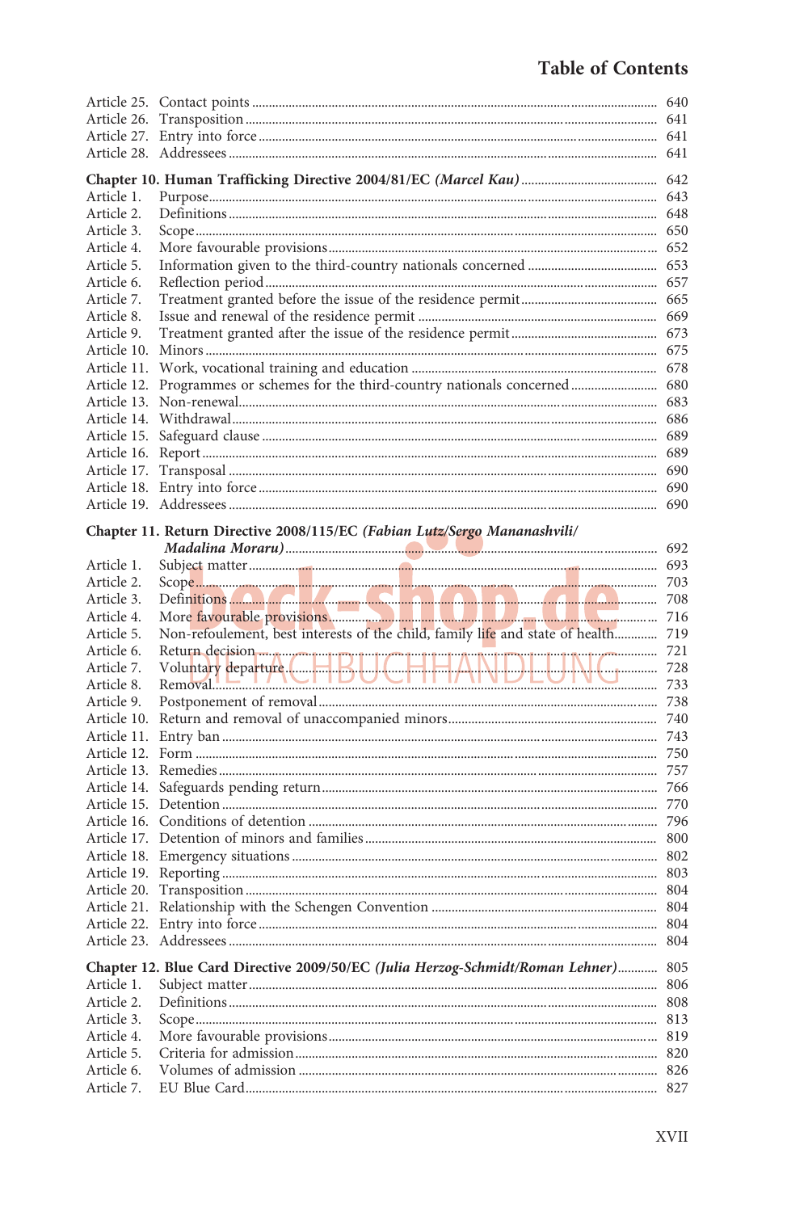| | | |
|---|---|---|
| Article 25. | Contact points | 640 |
| Article 26. | Transposition | 641 |
| Article 27. | Entry into force | 641 |
| Article 28. | Addressees | 641 |

**Chapter 10. Human Trafficking Directive 2004/81/EC *(Marcel Kau)*** ..... 642

| | | |
|---|---|---|
| Article 1. | Purpose | 643 |
| Article 2. | Definitions | 648 |
| Article 3. | Scope | 650 |
| Article 4. | More favourable provisions | 652 |
| Article 5. | Information given to the third-country nationals concerned | 653 |
| Article 6. | Reflection period | 657 |
| Article 7. | Treatment granted before the issue of the residence permit | 665 |
| Article 8. | Issue and renewal of the residence permit | 669 |
| Article 9. | Treatment granted after the issue of the residence permit | 673 |
| Article 10. | Minors | 675 |
| Article 11. | Work, vocational training and education | 678 |
| Article 12. | Programmes or schemes for the third-country nationals concerned | 680 |
| Article 13. | Non-renewal | 683 |
| Article 14. | Withdrawal | 686 |
| Article 15. | Safeguard clause | 689 |
| Article 16. | Report | 689 |
| Article 17. | Transposal | 690 |
| Article 18. | Entry into force | 690 |
| Article 19. | Addressees | 690 |

**Chapter 11. Return Directive 2008/115/EC *(Fabian Lutz/Sergo Mananashvili/ Madalina Moraru)*** ..... 692

| | | |
|---|---|---|
| Article 1. | Subject matter | 693 |
| Article 2. | Scope | 703 |
| Article 3. | Definitions | 708 |
| Article 4. | More favourable provisions | 716 |
| Article 5. | Non-refoulement, best interests of the child, family life and state of health | 719 |
| Article 6. | Return decision | 721 |
| Article 7. | Voluntary departure | 728 |
| Article 8. | Removal | 733 |
| Article 9. | Postponement of removal | 738 |
| Article 10. | Return and removal of unaccompanied minors | 740 |
| Article 11. | Entry ban | 743 |
| Article 12. | Form | 750 |
| Article 13. | Remedies | 757 |
| Article 14. | Safeguards pending return | 766 |
| Article 15. | Detention | 770 |
| Article 16. | Conditions of detention | 796 |
| Article 17. | Detention of minors and families | 800 |
| Article 18. | Emergency situations | 802 |
| Article 19. | Reporting | 803 |
| Article 20. | Transposition | 804 |
| Article 21. | Relationship with the Schengen Convention | 804 |
| Article 22. | Entry into force | 804 |
| Article 23. | Addressees | 804 |

**Chapter 12. Blue Card Directive 2009/50/EC *(Julia Herzog-Schmidt/Roman Lehner)*** ..... 805

| | | |
|---|---|---|
| Article 1. | Subject matter | 806 |
| Article 2. | Definitions | 808 |
| Article 3. | Scope | 813 |
| Article 4. | More favourable provisions | 819 |
| Article 5. | Criteria for admission | 820 |
| Article 6. | Volumes of admission | 826 |
| Article 7. | EU Blue Card | 827 |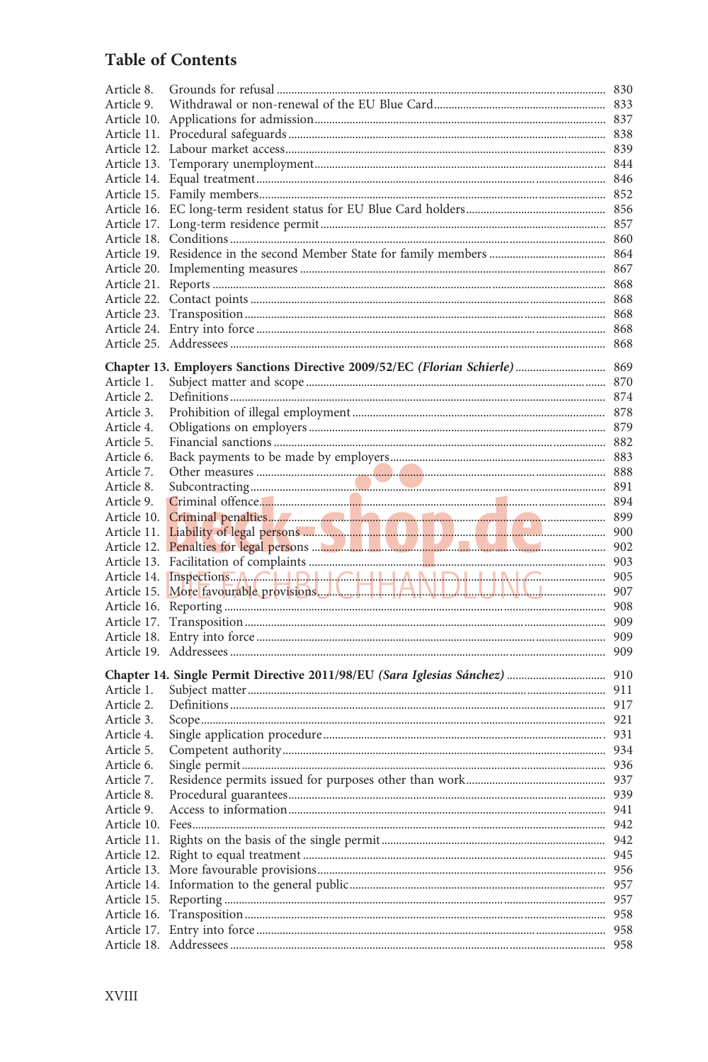## Table of Contents

| | | |
|---|---|---|
| Article 8. | Grounds for refusal | 830 |
| Article 9. | Withdrawal or non-renewal of the EU Blue Card | 833 |
| Article 10. | Applications for admission | 837 |
| Article 11. | Procedural safeguards | 838 |
| Article 12. | Labour market access | 839 |
| Article 13. | Temporary unemployment | 844 |
| Article 14. | Equal treatment | 846 |
| Article 15. | Family members | 852 |
| Article 16. | EC long-term resident status for EU Blue Card holders | 856 |
| Article 17. | Long-term residence permit | 857 |
| Article 18. | Conditions | 860 |
| Article 19. | Residence in the second Member State for family members | 864 |
| Article 20. | Implementing measures | 867 |
| Article 21. | Reports | 868 |
| Article 22. | Contact points | 868 |
| Article 23. | Transposition | 868 |
| Article 24. | Entry into force | 868 |
| Article 25. | Addressees | 868 |

**Chapter 13. Employers Sanctions Directive 2009/52/EC *(Florian Schierle)*** 869

| | | |
|---|---|---|
| Article 1. | Subject matter and scope | 870 |
| Article 2. | Definitions | 874 |
| Article 3. | Prohibition of illegal employment | 878 |
| Article 4. | Obligations on employers | 879 |
| Article 5. | Financial sanctions | 882 |
| Article 6. | Back payments to be made by employers | 883 |
| Article 7. | Other measures | 888 |
| Article 8. | Subcontracting | 891 |
| Article 9. | Criminal offence | 894 |
| Article 10. | Criminal penalties | 899 |
| Article 11. | Liability of legal persons | 900 |
| Article 12. | Penalties for legal persons | 902 |
| Article 13. | Facilitation of complaints | 903 |
| Article 14. | Inspections | 905 |
| Article 15. | More favourable provisions | 907 |
| Article 16. | Reporting | 908 |
| Article 17. | Transposition | 909 |
| Article 18. | Entry into force | 909 |
| Article 19. | Addressees | 909 |

**Chapter 14. Single Permit Directive 2011/98/EU *(Sara Iglesias Sánchez)*** 910

| | | |
|---|---|---|
| Article 1. | Subject matter | 911 |
| Article 2. | Definitions | 917 |
| Article 3. | Scope | 921 |
| Article 4. | Single application procedure | 931 |
| Article 5. | Competent authority | 934 |
| Article 6. | Single permit | 936 |
| Article 7. | Residence permits issued for purposes other than work | 937 |
| Article 8. | Procedural guarantees | 939 |
| Article 9. | Access to information | 941 |
| Article 10. | Fees | 942 |
| Article 11. | Rights on the basis of the single permit | 942 |
| Article 12. | Right to equal treatment | 945 |
| Article 13. | More favourable provisions | 956 |
| Article 14. | Information to the general public | 957 |
| Article 15. | Reporting | 957 |
| Article 16. | Transposition | 958 |
| Article 17. | Entry into force | 958 |
| Article 18. | Addressees | 958 |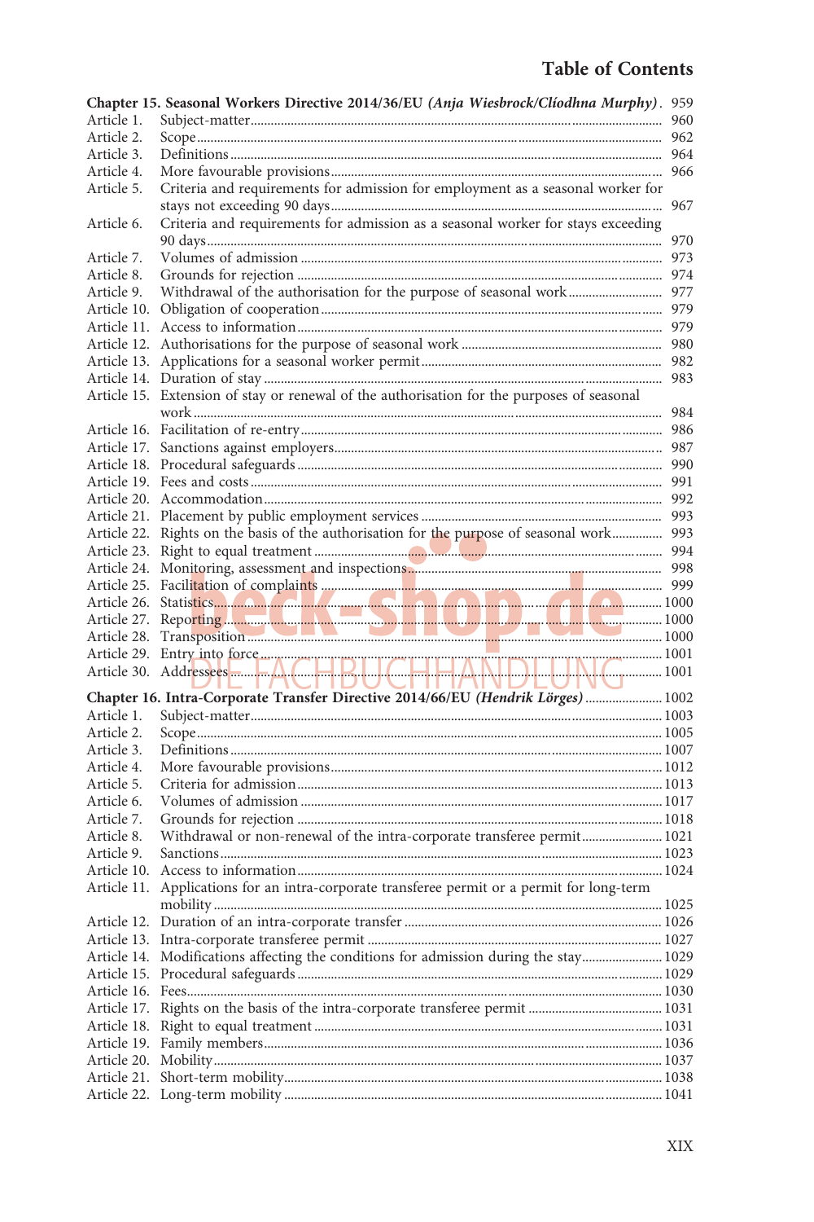## Table of Contents

**Chapter 15. Seasonal Workers Directive 2014/36/EU *(Anja Wiesbrock/Clíodhna Murphy)*** . 959

| | | |
|---|---|---|
| Article 1. | Subject-matter | 960 |
| Article 2. | Scope | 962 |
| Article 3. | Definitions | 964 |
| Article 4. | More favourable provisions | 966 |
| Article 5. | Criteria and requirements for admission for employment as a seasonal worker for stays not exceeding 90 days | 967 |
| Article 6. | Criteria and requirements for admission as a seasonal worker for stays exceeding 90 days | 970 |
| Article 7. | Volumes of admission | 973 |
| Article 8. | Grounds for rejection | 974 |
| Article 9. | Withdrawal of the authorisation for the purpose of seasonal work | 977 |
| Article 10. | Obligation of cooperation | 979 |
| Article 11. | Access to information | 979 |
| Article 12. | Authorisations for the purpose of seasonal work | 980 |
| Article 13. | Applications for a seasonal worker permit | 982 |
| Article 14. | Duration of stay | 983 |
| Article 15. | Extension of stay or renewal of the authorisation for the purposes of seasonal work | 984 |
| Article 16. | Facilitation of re-entry | 986 |
| Article 17. | Sanctions against employers | 987 |
| Article 18. | Procedural safeguards | 990 |
| Article 19. | Fees and costs | 991 |
| Article 20. | Accommodation | 992 |
| Article 21. | Placement by public employment services | 993 |
| Article 22. | Rights on the basis of the authorisation for the purpose of seasonal work | 993 |
| Article 23. | Right to equal treatment | 994 |
| Article 24. | Monitoring, assessment and inspections | 998 |
| Article 25. | Facilitation of complaints | 999 |
| Article 26. | Statistics | 1000 |
| Article 27. | Reporting | 1000 |
| Article 28. | Transposition | 1000 |
| Article 29. | Entry into force | 1001 |
| Article 30. | Addressees | 1001 |

**Chapter 16. Intra-Corporate Transfer Directive 2014/66/EU *(Hendrik Lörges)*** 1002

| | | |
|---|---|---|
| Article 1. | Subject-matter | 1003 |
| Article 2. | Scope | 1005 |
| Article 3. | Definitions | 1007 |
| Article 4. | More favourable provisions | 1012 |
| Article 5. | Criteria for admission | 1013 |
| Article 6. | Volumes of admission | 1017 |
| Article 7. | Grounds for rejection | 1018 |
| Article 8. | Withdrawal or non-renewal of the intra-corporate transferee permit | 1021 |
| Article 9. | Sanctions | 1023 |
| Article 10. | Access to information | 1024 |
| Article 11. | Applications for an intra-corporate transferee permit or a permit for long-term mobility | 1025 |
| Article 12. | Duration of an intra-corporate transfer | 1026 |
| Article 13. | Intra-corporate transferee permit | 1027 |
| Article 14. | Modifications affecting the conditions for admission during the stay | 1029 |
| Article 15. | Procedural safeguards | 1029 |
| Article 16. | Fees | 1030 |
| Article 17. | Rights on the basis of the intra-corporate transferee permit | 1031 |
| Article 18. | Right to equal treatment | 1031 |
| Article 19. | Family members | 1036 |
| Article 20. | Mobility | 1037 |
| Article 21. | Short-term mobility | 1038 |
| Article 22. | Long-term mobility | 1041 |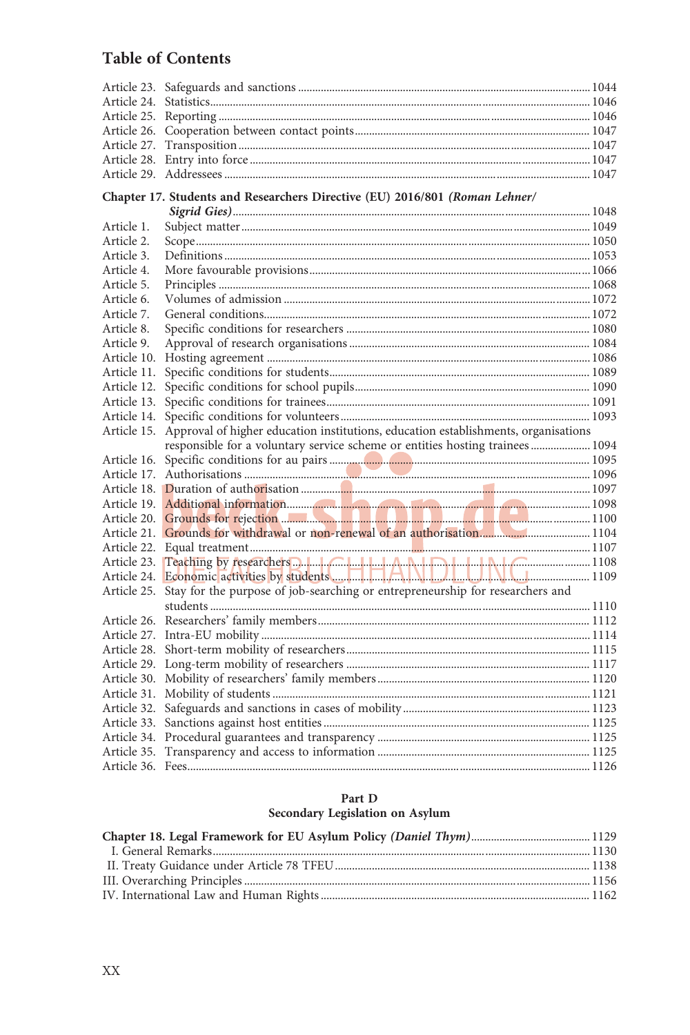## Table of Contents

Article 23. Safeguards and sanctions ... 1044
Article 24. Statistics ... 1046
Article 25. Reporting ... 1046
Article 26. Cooperation between contact points ... 1047
Article 27. Transposition ... 1047
Article 28. Entry into force ... 1047
Article 29. Addressees ... 1047

**Chapter 17. Students and Researchers Directive (EU) 2016/801 *(Roman Lehner/ Sigrid Gies)*** ... 1048

Article 1. Subject matter ... 1049
Article 2. Scope ... 1050
Article 3. Definitions ... 1053
Article 4. More favourable provisions ... 1066
Article 5. Principles ... 1068
Article 6. Volumes of admission ... 1072
Article 7. General conditions ... 1072
Article 8. Specific conditions for researchers ... 1080
Article 9. Approval of research organisations ... 1084
Article 10. Hosting agreement ... 1086
Article 11. Specific conditions for students ... 1089
Article 12. Specific conditions for school pupils ... 1090
Article 13. Specific conditions for trainees ... 1091
Article 14. Specific conditions for volunteers ... 1093
Article 15. Approval of higher education institutions, education establishments, organisations responsible for a voluntary service scheme or entities hosting trainees ... 1094
Article 16. Specific conditions for au pairs ... 1095
Article 17. Authorisations ... 1096
Article 18. Duration of authorisation ... 1097
Article 19. Additional information ... 1098
Article 20. Grounds for rejection ... 1100
Article 21. Grounds for withdrawal or non-renewal of an authorisation ... 1104
Article 22. Equal treatment ... 1107
Article 23. Teaching by researchers ... 1108
Article 24. Economic activities by students ... 1109
Article 25. Stay for the purpose of job-searching or entrepreneurship for researchers and students ... 1110
Article 26. Researchers' family members ... 1112
Article 27. Intra-EU mobility ... 1114
Article 28. Short-term mobility of researchers ... 1115
Article 29. Long-term mobility of researchers ... 1117
Article 30. Mobility of researchers' family members ... 1120
Article 31. Mobility of students ... 1121
Article 32. Safeguards and sanctions in cases of mobility ... 1123
Article 33. Sanctions against host entities ... 1125
Article 34. Procedural guarantees and transparency ... 1125
Article 35. Transparency and access to information ... 1125
Article 36. Fees ... 1126

### Part D
### Secondary Legislation on Asylum

**Chapter 18. Legal Framework for EU Asylum Policy *(Daniel Thym)*** ... 1129

I. General Remarks ... 1130
II. Treaty Guidance under Article 78 TFEU ... 1138
III. Overarching Principles ... 1156
IV. International Law and Human Rights ... 1162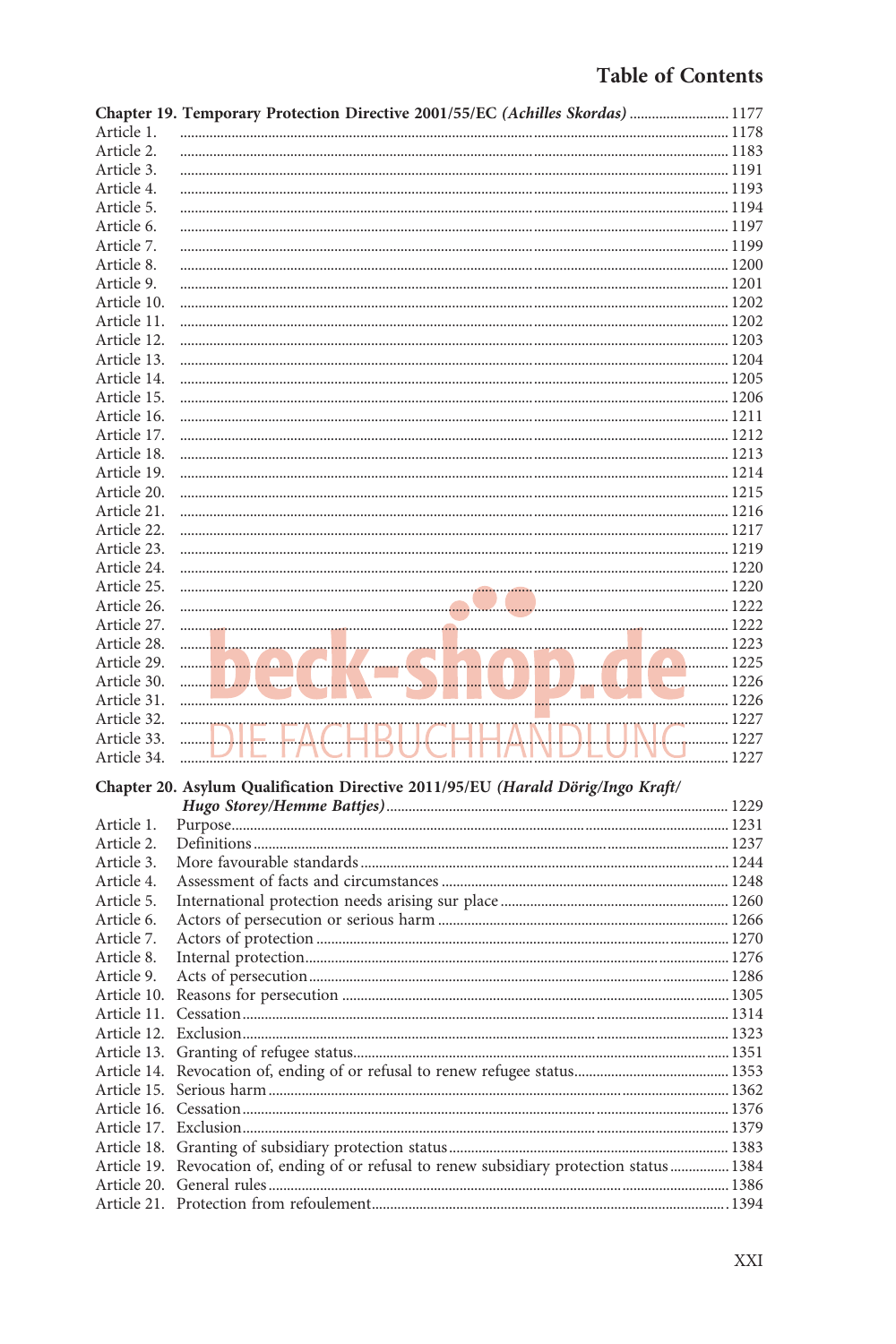Chapter 19. Temporary Protection Directive 2001/55/EC *(Achilles Skordas)* ... 1177
Article 1. ... 1178
Article 2. ... 1183
Article 3. ... 1191
Article 4. ... 1193
Article 5. ... 1194
Article 6. ... 1197
Article 7. ... 1199
Article 8. ... 1200
Article 9. ... 1201
Article 10. ... 1202
Article 11. ... 1202
Article 12. ... 1203
Article 13. ... 1204
Article 14. ... 1205
Article 15. ... 1206
Article 16. ... 1211
Article 17. ... 1212
Article 18. ... 1213
Article 19. ... 1214
Article 20. ... 1215
Article 21. ... 1216
Article 22. ... 1217
Article 23. ... 1219
Article 24. ... 1220
Article 25. ... 1220
Article 26. ... 1222
Article 27. ... 1222
Article 28. ... 1223
Article 29. ... 1225
Article 30. ... 1226
Article 31. ... 1226
Article 32. ... 1227
Article 33. ... 1227
Article 34. ... 1227

Chapter 20. Asylum Qualification Directive 2011/95/EU *(Harald Dörig/Ingo Kraft/Hugo Storey/Hemme Battjes)* ... 1229
Article 1. Purpose ... 1231
Article 2. Definitions ... 1237
Article 3. More favourable standards ... 1244
Article 4. Assessment of facts and circumstances ... 1248
Article 5. International protection needs arising sur place ... 1260
Article 6. Actors of persecution or serious harm ... 1266
Article 7. Actors of protection ... 1270
Article 8. Internal protection ... 1276
Article 9. Acts of persecution ... 1286
Article 10. Reasons for persecution ... 1305
Article 11. Cessation ... 1314
Article 12. Exclusion ... 1323
Article 13. Granting of refugee status ... 1351
Article 14. Revocation of, ending of or refusal to renew refugee status ... 1353
Article 15. Serious harm ... 1362
Article 16. Cessation ... 1376
Article 17. Exclusion ... 1379
Article 18. Granting of subsidiary protection status ... 1383
Article 19. Revocation of, ending of or refusal to renew subsidiary protection status ... 1384
Article 20. General rules ... 1386
Article 21. Protection from refoulement ... 1394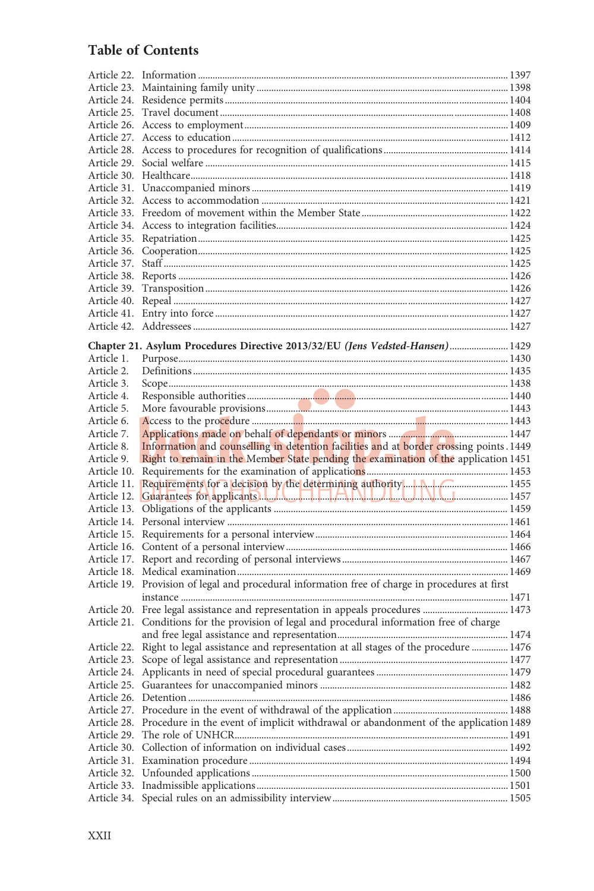## Table of Contents

| | | |
|---|---|---|
| Article 22. | Information | 1397 |
| Article 23. | Maintaining family unity | 1398 |
| Article 24. | Residence permits | 1404 |
| Article 25. | Travel document | 1408 |
| Article 26. | Access to employment | 1409 |
| Article 27. | Access to education | 1412 |
| Article 28. | Access to procedures for recognition of qualifications | 1414 |
| Article 29. | Social welfare | 1415 |
| Article 30. | Healthcare | 1418 |
| Article 31. | Unaccompanied minors | 1419 |
| Article 32. | Access to accommodation | 1421 |
| Article 33. | Freedom of movement within the Member State | 1422 |
| Article 34. | Access to integration facilities | 1424 |
| Article 35. | Repatriation | 1425 |
| Article 36. | Cooperation | 1425 |
| Article 37. | Staff | 1425 |
| Article 38. | Reports | 1426 |
| Article 39. | Transposition | 1426 |
| Article 40. | Repeal | 1427 |
| Article 41. | Entry into force | 1427 |
| Article 42. | Addressees | 1427 |

**Chapter 21. Asylum Procedures Directive 2013/32/EU *(Jens Vedsted-Hansen)*** 1429

| | | |
|---|---|---|
| Article 1. | Purpose | 1430 |
| Article 2. | Definitions | 1435 |
| Article 3. | Scope | 1438 |
| Article 4. | Responsible authorities | 1440 |
| Article 5. | More favourable provisions | 1443 |
| Article 6. | Access to the procedure | 1443 |
| Article 7. | Applications made on behalf of dependants or minors | 1447 |
| Article 8. | Information and counselling in detention facilities and at border crossing points | 1449 |
| Article 9. | Right to remain in the Member State pending the examination of the application | 1451 |
| Article 10. | Requirements for the examination of applications | 1453 |
| Article 11. | Requirements for a decision by the determining authority | 1455 |
| Article 12. | Guarantees for applicants | 1457 |
| Article 13. | Obligations of the applicants | 1459 |
| Article 14. | Personal interview | 1461 |
| Article 15. | Requirements for a personal interview | 1464 |
| Article 16. | Content of a personal interview | 1466 |
| Article 17. | Report and recording of personal interviews | 1467 |
| Article 18. | Medical examination | 1469 |
| Article 19. | Provision of legal and procedural information free of charge in procedures at first instance | 1471 |
| Article 20. | Free legal assistance and representation in appeals procedures | 1473 |
| Article 21. | Conditions for the provision of legal and procedural information free of charge and free legal assistance and representation | 1474 |
| Article 22. | Right to legal assistance and representation at all stages of the procedure | 1476 |
| Article 23. | Scope of legal assistance and representation | 1477 |
| Article 24. | Applicants in need of special procedural guarantees | 1479 |
| Article 25. | Guarantees for unaccompanied minors | 1482 |
| Article 26. | Detention | 1486 |
| Article 27. | Procedure in the event of withdrawal of the application | 1488 |
| Article 28. | Procedure in the event of implicit withdrawal or abandonment of the application | 1489 |
| Article 29. | The role of UNHCR | 1491 |
| Article 30. | Collection of information on individual cases | 1492 |
| Article 31. | Examination procedure | 1494 |
| Article 32. | Unfounded applications | 1500 |
| Article 33. | Inadmissible applications | 1501 |
| Article 34. | Special rules on an admissibility interview | 1505 |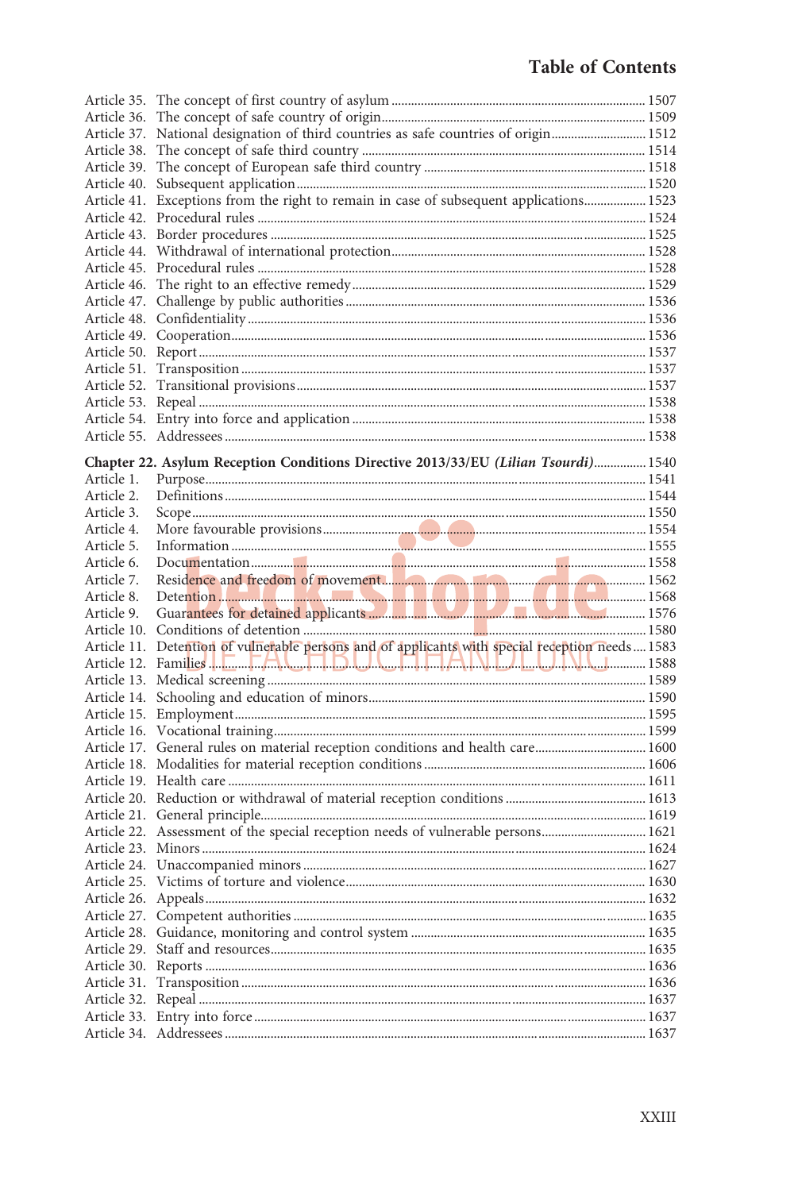Article 35. The concept of first country of asylum ..... 1507
Article 36. The concept of safe country of origin ..... 1509
Article 37. National designation of third countries as safe countries of origin ..... 1512
Article 38. The concept of safe third country ..... 1514
Article 39. The concept of European safe third country ..... 1518
Article 40. Subsequent application ..... 1520
Article 41. Exceptions from the right to remain in case of subsequent applications ..... 1523
Article 42. Procedural rules ..... 1524
Article 43. Border procedures ..... 1525
Article 44. Withdrawal of international protection ..... 1528
Article 45. Procedural rules ..... 1528
Article 46. The right to an effective remedy ..... 1529
Article 47. Challenge by public authorities ..... 1536
Article 48. Confidentiality ..... 1536
Article 49. Cooperation ..... 1536
Article 50. Report ..... 1537
Article 51. Transposition ..... 1537
Article 52. Transitional provisions ..... 1537
Article 53. Repeal ..... 1538
Article 54. Entry into force and application ..... 1538
Article 55. Addressees ..... 1538

**Chapter 22. Asylum Reception Conditions Directive 2013/33/EU *(Lilian Tsourdi)*** ..... 1540

Article 1. Purpose ..... 1541
Article 2. Definitions ..... 1544
Article 3. Scope ..... 1550
Article 4. More favourable provisions ..... 1554
Article 5. Information ..... 1555
Article 6. Documentation ..... 1558
Article 7. Residence and freedom of movement ..... 1562
Article 8. Detention ..... 1568
Article 9. Guarantees for detained applicants ..... 1576
Article 10. Conditions of detention ..... 1580
Article 11. Detention of vulnerable persons and of applicants with special reception needs ..... 1583
Article 12. Families ..... 1588
Article 13. Medical screening ..... 1589
Article 14. Schooling and education of minors ..... 1590
Article 15. Employment ..... 1595
Article 16. Vocational training ..... 1599
Article 17. General rules on material reception conditions and health care ..... 1600
Article 18. Modalities for material reception conditions ..... 1606
Article 19. Health care ..... 1611
Article 20. Reduction or withdrawal of material reception conditions ..... 1613
Article 21. General principle ..... 1619
Article 22. Assessment of the special reception needs of vulnerable persons ..... 1621
Article 23. Minors ..... 1624
Article 24. Unaccompanied minors ..... 1627
Article 25. Victims of torture and violence ..... 1630
Article 26. Appeals ..... 1632
Article 27. Competent authorities ..... 1635
Article 28. Guidance, monitoring and control system ..... 1635
Article 29. Staff and resources ..... 1635
Article 30. Reports ..... 1636
Article 31. Transposition ..... 1636
Article 32. Repeal ..... 1637
Article 33. Entry into force ..... 1637
Article 34. Addressees ..... 1637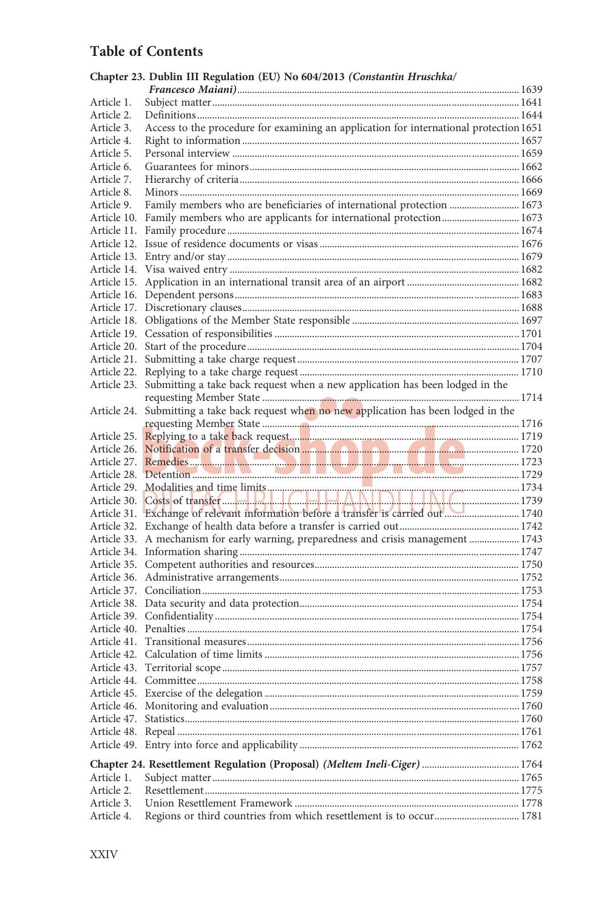# Table of Contents

**Chapter 23. Dublin III Regulation (EU) No 604/2013 *(Constantin Hruschka/ Francesco Maiani)*** ... 1639

| | | |
|---|---|---|
| Article 1. | Subject matter | 1641 |
| Article 2. | Definitions | 1644 |
| Article 3. | Access to the procedure for examining an application for international protection | 1651 |
| Article 4. | Right to information | 1657 |
| Article 5. | Personal interview | 1659 |
| Article 6. | Guarantees for minors | 1662 |
| Article 7. | Hierarchy of criteria | 1666 |
| Article 8. | Minors | 1669 |
| Article 9. | Family members who are beneficiaries of international protection | 1673 |
| Article 10. | Family members who are applicants for international protection | 1673 |
| Article 11. | Family procedure | 1674 |
| Article 12. | Issue of residence documents or visas | 1676 |
| Article 13. | Entry and/or stay | 1679 |
| Article 14. | Visa waived entry | 1682 |
| Article 15. | Application in an international transit area of an airport | 1682 |
| Article 16. | Dependent persons | 1683 |
| Article 17. | Discretionary clauses | 1688 |
| Article 18. | Obligations of the Member State responsible | 1697 |
| Article 19. | Cessation of responsibilities | 1701 |
| Article 20. | Start of the procedure | 1704 |
| Article 21. | Submitting a take charge request | 1707 |
| Article 22. | Replying to a take charge request | 1710 |
| Article 23. | Submitting a take back request when a new application has been lodged in the requesting Member State | 1714 |
| Article 24. | Submitting a take back request when no new application has been lodged in the requesting Member State | 1716 |
| Article 25. | Replying to a take back request | 1719 |
| Article 26. | Notification of a transfer decision | 1720 |
| Article 27. | Remedies | 1723 |
| Article 28. | Detention | 1729 |
| Article 29. | Modalities and time limits | 1734 |
| Article 30. | Costs of transfer | 1739 |
| Article 31. | Exchange of relevant information before a transfer is carried out | 1740 |
| Article 32. | Exchange of health data before a transfer is carried out | 1742 |
| Article 33. | A mechanism for early warning, preparedness and crisis management | 1743 |
| Article 34. | Information sharing | 1747 |
| Article 35. | Competent authorities and resources | 1750 |
| Article 36. | Administrative arrangements | 1752 |
| Article 37. | Conciliation | 1753 |
| Article 38. | Data security and data protection | 1754 |
| Article 39. | Confidentiality | 1754 |
| Article 40. | Penalties | 1754 |
| Article 41. | Transitional measures | 1756 |
| Article 42. | Calculation of time limits | 1756 |
| Article 43. | Territorial scope | 1757 |
| Article 44. | Committee | 1758 |
| Article 45. | Exercise of the delegation | 1759 |
| Article 46. | Monitoring and evaluation | 1760 |
| Article 47. | Statistics | 1760 |
| Article 48. | Repeal | 1761 |
| Article 49. | Entry into force and applicability | 1762 |

**Chapter 24. Resettlement Regulation (Proposal) *(Meltem Ineli-Ciger)*** ... 1764

| | | |
|---|---|---|
| Article 1. | Subject matter | 1765 |
| Article 2. | Resettlement | 1775 |
| Article 3. | Union Resettlement Framework | 1778 |
| Article 4. | Regions or third countries from which resettlement is to occur | 1781 |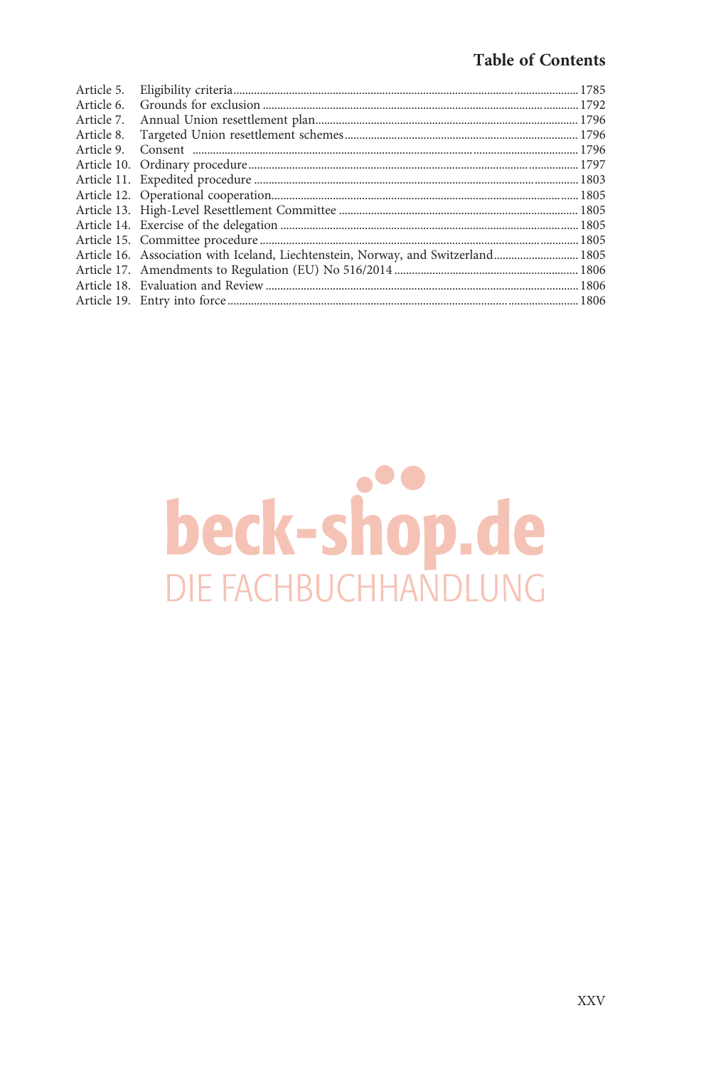| | | |
|---|---|---|
| Article 5. | Eligibility criteria | 1785 |
| Article 6. | Grounds for exclusion | 1792 |
| Article 7. | Annual Union resettlement plan | 1796 |
| Article 8. | Targeted Union resettlement schemes | 1796 |
| Article 9. | Consent | 1796 |
| Article 10. | Ordinary procedure | 1797 |
| Article 11. | Expedited procedure | 1803 |
| Article 12. | Operational cooperation | 1805 |
| Article 13. | High-Level Resettlement Committee | 1805 |
| Article 14. | Exercise of the delegation | 1805 |
| Article 15. | Committee procedure | 1805 |
| Article 16. | Association with Iceland, Liechtenstein, Norway, and Switzerland | 1805 |
| Article 17. | Amendments to Regulation (EU) No 516/2014 | 1806 |
| Article 18. | Evaluation and Review | 1806 |
| Article 19. | Entry into force | 1806 |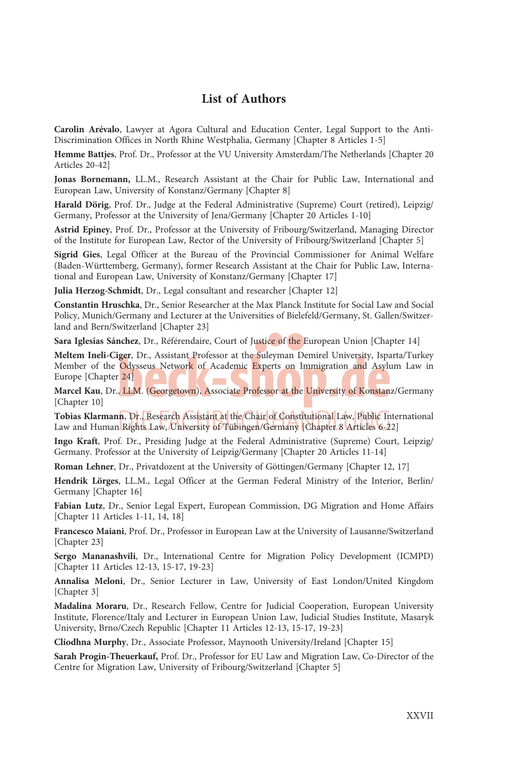# List of Authors

**Carolin Arévalo**, Lawyer at Agora Cultural and Education Center, Legal Support to the Anti-Discrimination Offices in North Rhine Westphalia, Germany [Chapter 8 Articles 1-5]

**Hemme Battjes**, Prof. Dr., Professor at the VU University Amsterdam/The Netherlands [Chapter 20 Articles 20-42]

**Jonas Bornemann,** LL.M., Research Assistant at the Chair for Public Law, International and European Law, University of Konstanz/Germany [Chapter 8]

**Harald Dörig**, Prof. Dr., Judge at the Federal Administrative (Supreme) Court (retired), Leipzig/Germany, Professor at the University of Jena/Germany [Chapter 20 Articles 1-10]

**Astrid Epiney**, Prof. Dr., Professor at the University of Fribourg/Switzerland, Managing Director of the Institute for European Law, Rector of the University of Fribourg/Switzerland [Chapter 5]

**Sigrid Gies**, Legal Officer at the Bureau of the Provincial Commissioner for Animal Welfare (Baden-Württemberg, Germany), former Research Assistant at the Chair for Public Law, International and European Law, University of Konstanz/Germany [Chapter 17]

**Julia Herzog-Schmidt**, Dr., Legal consultant and researcher [Chapter 12]

**Constantin Hruschka**, Dr., Senior Researcher at the Max Planck Institute for Social Law and Social Policy, Munich/Germany and Lecturer at the Universities of Bielefeld/Germany, St. Gallen/Switzerland and Bern/Switzerland [Chapter 23]

**Sara Iglesias Sánchez**, Dr., Référendaire, Court of Justice of the European Union [Chapter 14]

**Meltem Ineli-Ciger**, Dr., Assistant Professor at the Suleyman Demirel University, Isparta/Turkey Member of the Odysseus Network of Academic Experts on Immigration and Asylum Law in Europe [Chapter 24]

**Marcel Kau**, Dr., LLM. (Georgetown), Associate Professor at the University of Konstanz/Germany [Chapter 10]

**Tobias Klarmann**, Dr., Research Assistant at the Chair of Constitutional Law, Public International Law and Human Rights Law, University of Tübingen/Germany [Chapter 8 Articles 6-22]

**Ingo Kraft**, Prof. Dr., Presiding Judge at the Federal Administrative (Supreme) Court, Leipzig/Germany. Professor at the University of Leipzig/Germany [Chapter 20 Articles 11-14]

**Roman Lehner**, Dr., Privatdozent at the University of Göttingen/Germany [Chapter 12, 17]

**Hendrik Lörges**, LL.M., Legal Officer at the German Federal Ministry of the Interior, Berlin/Germany [Chapter 16]

**Fabian Lutz**, Dr., Senior Legal Expert, European Commission, DG Migration and Home Affairs [Chapter 11 Articles 1-11, 14, 18]

**Francesco Maiani**, Prof. Dr., Professor in European Law at the University of Lausanne/Switzerland [Chapter 23]

**Sergo Mananashvili**, Dr., International Centre for Migration Policy Development (ICMPD) [Chapter 11 Articles 12-13, 15-17, 19-23]

**Annalisa Meloni**, Dr., Senior Lecturer in Law, University of East London/United Kingdom [Chapter 3]

**Madalina Moraru**, Dr., Research Fellow, Centre for Judicial Cooperation, European University Institute, Florence/Italy and Lecturer in European Union Law, Judicial Studies Institute, Masaryk University, Brno/Czech Republic [Chapter 11 Articles 12-13, 15-17, 19-23]

**Clíodhna Murphy**, Dr., Associate Professor, Maynooth University/Ireland [Chapter 15]

**Sarah Progin-Theuerkauf,** Prof. Dr., Professor for EU Law and Migration Law, Co-Director of the Centre for Migration Law, University of Fribourg/Switzerland [Chapter 5]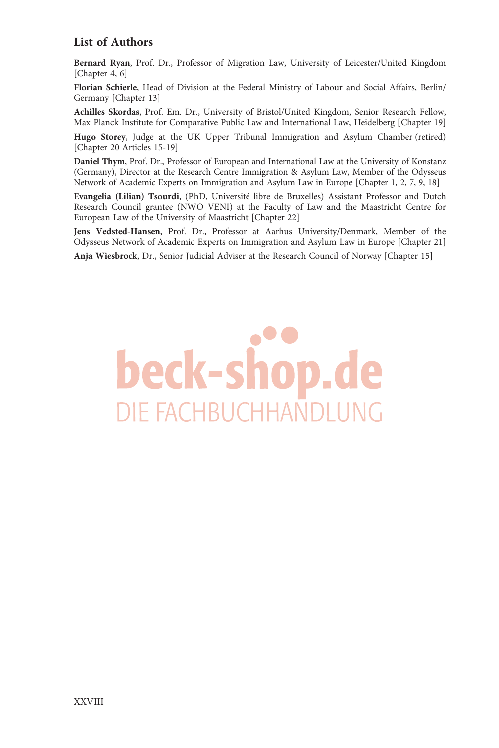## List of Authors

**Bernard Ryan**, Prof. Dr., Professor of Migration Law, University of Leicester/United Kingdom [Chapter 4, 6]

**Florian Schierle**, Head of Division at the Federal Ministry of Labour and Social Affairs, Berlin/Germany [Chapter 13]

**Achilles Skordas**, Prof. Em. Dr., University of Bristol/United Kingdom, Senior Research Fellow, Max Planck Institute for Comparative Public Law and International Law, Heidelberg [Chapter 19]

**Hugo Storey**, Judge at the UK Upper Tribunal Immigration and Asylum Chamber (retired) [Chapter 20 Articles 15-19]

**Daniel Thym**, Prof. Dr., Professor of European and International Law at the University of Konstanz (Germany), Director at the Research Centre Immigration & Asylum Law, Member of the Odysseus Network of Academic Experts on Immigration and Asylum Law in Europe [Chapter 1, 2, 7, 9, 18]

**Evangelia (Lilian) Tsourdi**, (PhD, Université libre de Bruxelles) Assistant Professor and Dutch Research Council grantee (NWO VENI) at the Faculty of Law and the Maastricht Centre for European Law of the University of Maastricht [Chapter 22]

**Jens Vedsted-Hansen**, Prof. Dr., Professor at Aarhus University/Denmark, Member of the Odysseus Network of Academic Experts on Immigration and Asylum Law in Europe [Chapter 21]

**Anja Wiesbrock**, Dr., Senior Judicial Adviser at the Research Council of Norway [Chapter 15]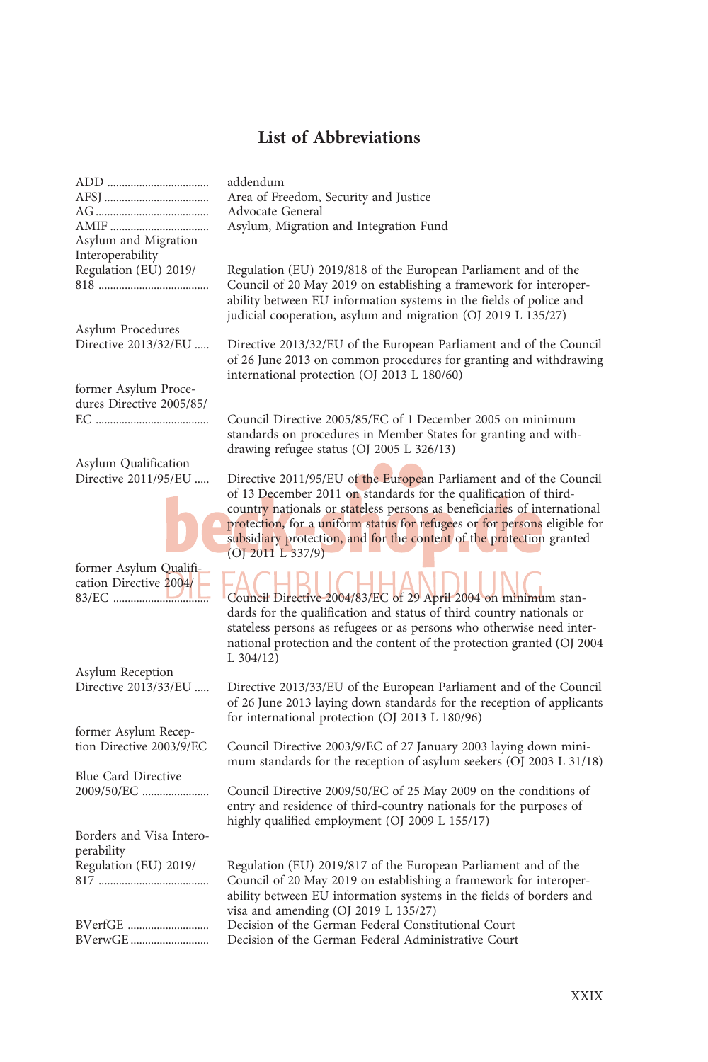# List of Abbreviations

| | |
|---|---|
| ADD | addendum |
| AFSJ | Area of Freedom, Security and Justice |
| AG | Advocate General |
| AMIF | Asylum, Migration and Integration Fund |
| Asylum and Migration Interoperability Regulation (EU) 2019/818 | Regulation (EU) 2019/818 of the European Parliament and of the Council of 20 May 2019 on establishing a framework for interoperability between EU information systems in the fields of police and judicial cooperation, asylum and migration (OJ 2019 L 135/27) |
| Asylum Procedures Directive 2013/32/EU | Directive 2013/32/EU of the European Parliament and of the Council of 26 June 2013 on common procedures for granting and withdrawing international protection (OJ 2013 L 180/60) |
| former Asylum Procedures Directive 2005/85/EC | Council Directive 2005/85/EC of 1 December 2005 on minimum standards on procedures in Member States for granting and withdrawing refugee status (OJ 2005 L 326/13) |
| Asylum Qualification Directive 2011/95/EU | Directive 2011/95/EU of the European Parliament and of the Council of 13 December 2011 on standards for the qualification of third-country nationals or stateless persons as beneficiaries of international protection, for a uniform status for refugees or for persons eligible for subsidiary protection, and for the content of the protection granted (OJ 2011 L 337/9) |
| former Asylum Qualification Directive 2004/83/EC | Council Directive 2004/83/EC of 29 April 2004 on minimum standards for the qualification and status of third country nationals or stateless persons as refugees or as persons who otherwise need international protection and the content of the protection granted (OJ 2004 L 304/12) |
| Asylum Reception Directive 2013/33/EU | Directive 2013/33/EU of the European Parliament and of the Council of 26 June 2013 laying down standards for the reception of applicants for international protection (OJ 2013 L 180/96) |
| former Asylum Reception Directive 2003/9/EC | Council Directive 2003/9/EC of 27 January 2003 laying down minimum standards for the reception of asylum seekers (OJ 2003 L 31/18) |
| Blue Card Directive 2009/50/EC | Council Directive 2009/50/EC of 25 May 2009 on the conditions of entry and residence of third-country nationals for the purposes of highly qualified employment (OJ 2009 L 155/17) |
| Borders and Visa Interoperability Regulation (EU) 2019/817 | Regulation (EU) 2019/817 of the European Parliament and of the Council of 20 May 2019 on establishing a framework for interoperability between EU information systems in the fields of borders and visa and amending (OJ 2019 L 135/27) |
| BVerfGE | Decision of the German Federal Constitutional Court |
| BVerwGE | Decision of the German Federal Administrative Court |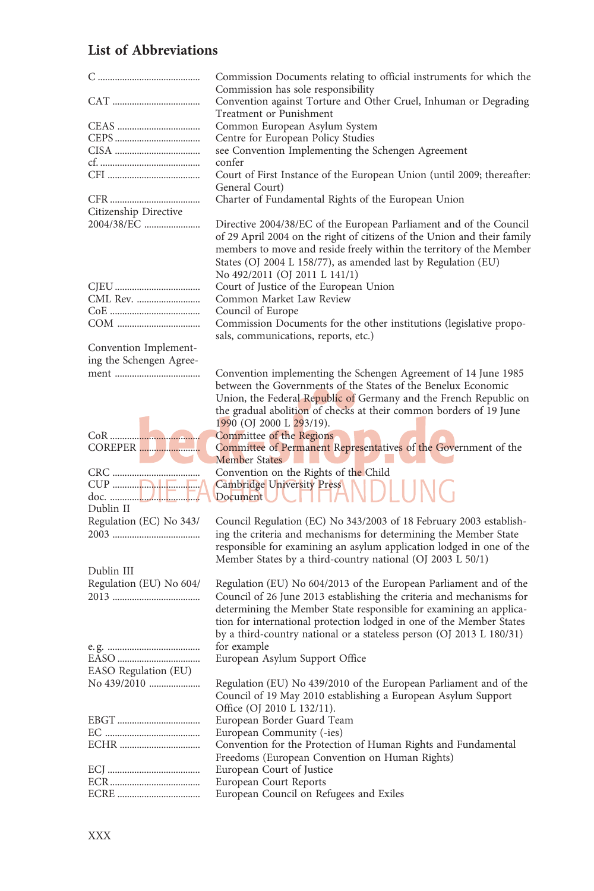## List of Abbreviations

| | |
|---|---|
| C | Commission Documents relating to official instruments for which the Commission has sole responsibility |
| CAT | Convention against Torture and Other Cruel, Inhuman or Degrading Treatment or Punishment |
| CEAS | Common European Asylum System |
| CEPS | Centre for European Policy Studies |
| CISA | see Convention Implementing the Schengen Agreement |
| cf. | confer |
| CFI | Court of First Instance of the European Union (until 2009; thereafter: General Court) |
| CFR | Charter of Fundamental Rights of the European Union |
| Citizenship Directive 2004/38/EC | Directive 2004/38/EC of the European Parliament and of the Council of 29 April 2004 on the right of citizens of the Union and their family members to move and reside freely within the territory of the Member States (OJ 2004 L 158/77), as amended last by Regulation (EU) No 492/2011 (OJ 2011 L 141/1) |
| CJEU | Court of Justice of the European Union |
| CML Rev. | Common Market Law Review |
| CoE | Council of Europe |
| COM | Commission Documents for the other institutions (legislative proposals, communications, reports, etc.) |
| Convention Implementing the Schengen Agreement | Convention implementing the Schengen Agreement of 14 June 1985 between the Governments of the States of the Benelux Economic Union, the Federal Republic of Germany and the French Republic on the gradual abolition of checks at their common borders of 19 June 1990 (OJ 2000 L 293/19). |
| CoR | Committee of the Regions |
| COREPER | Committee of Permanent Representatives of the Government of the Member States |
| CRC | Convention on the Rights of the Child |
| CUP | Cambridge University Press |
| doc. | Document |
| Dublin II Regulation (EC) No 343/2003 | Council Regulation (EC) No 343/2003 of 18 February 2003 establishing the criteria and mechanisms for determining the Member State responsible for examining an asylum application lodged in one of the Member States by a third-country national (OJ 2003 L 50/1) |
| Dublin III Regulation (EU) No 604/2013 | Regulation (EU) No 604/2013 of the European Parliament and of the Council of 26 June 2013 establishing the criteria and mechanisms for determining the Member State responsible for examining an application for international protection lodged in one of the Member States by a third-country national or a stateless person (OJ 2013 L 180/31) |
| e. g. | for example |
| EASO | European Asylum Support Office |
| EASO Regulation (EU) No 439/2010 | Regulation (EU) No 439/2010 of the European Parliament and of the Council of 19 May 2010 establishing a European Asylum Support Office (OJ 2010 L 132/11). |
| EBGT | European Border Guard Team |
| EC | European Community (-ies) |
| ECHR | Convention for the Protection of Human Rights and Fundamental Freedoms (European Convention on Human Rights) |
| ECJ | European Court of Justice |
| ECR | European Court Reports |
| ECRE | European Council on Refugees and Exiles |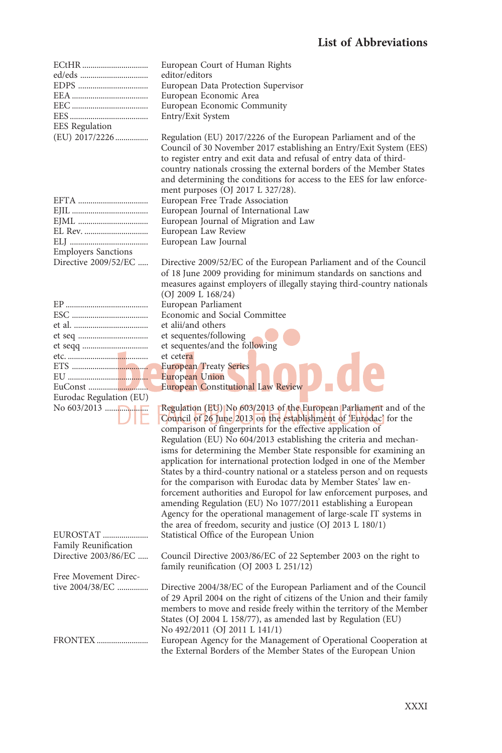## List of Abbreviations

| | |
|---|---|
| ECtHR | European Court of Human Rights |
| ed/eds | editor/editors |
| EDPS | European Data Protection Supervisor |
| EEA | European Economic Area |
| EEC | European Economic Community |
| EES | Entry/Exit System |
| EES Regulation (EU) 2017/2226 | Regulation (EU) 2017/2226 of the European Parliament and of the Council of 30 November 2017 establishing an Entry/Exit System (EES) to register entry and exit data and refusal of entry data of third-country nationals crossing the external borders of the Member States and determining the conditions for access to the EES for law enforcement purposes (OJ 2017 L 327/28). |
| EFTA | European Free Trade Association |
| EJIL | European Journal of International Law |
| EJML | European Journal of Migration and Law |
| EL Rev. | European Law Review |
| ELJ | European Law Journal |
| Employers Sanctions Directive 2009/52/EC | Directive 2009/52/EC of the European Parliament and of the Council of 18 June 2009 providing for minimum standards on sanctions and measures against employers of illegally staying third-country nationals (OJ 2009 L 168/24) |
| EP | European Parliament |
| ESC | Economic and Social Committee |
| et al. | et alii/and others |
| et seq | et sequentes/following |
| et seqq | et sequentes/and the following |
| etc. | et cetera |
| ETS | European Treaty Series |
| EU | European Union |
| EuConst | European Constitutional Law Review |
| Eurodac Regulation (EU) No 603/2013 | Regulation (EU) No 603/2013 of the European Parliament and of the Council of 26 June 2013 on the establishment of 'Eurodac' for the comparison of fingerprints for the effective application of Regulation (EU) No 604/2013 establishing the criteria and mechanisms for determining the Member State responsible for examining an application for international protection lodged in one of the Member States by a third-country national or a stateless person and on requests for the comparison with Eurodac data by Member States' law enforcement authorities and Europol for law enforcement purposes, and amending Regulation (EU) No 1077/2011 establishing a European Agency for the operational management of large-scale IT systems in the area of freedom, security and justice (OJ 2013 L 180/1) |
| EUROSTAT | Statistical Office of the European Union |
| Family Reunification Directive 2003/86/EC | Council Directive 2003/86/EC of 22 September 2003 on the right to family reunification (OJ 2003 L 251/12) |
| Free Movement Directive 2004/38/EC | Directive 2004/38/EC of the European Parliament and of the Council of 29 April 2004 on the right of citizens of the Union and their family members to move and reside freely within the territory of the Member States (OJ 2004 L 158/77), as amended last by Regulation (EU) No 492/2011 (OJ 2011 L 141/1) |
| FRONTEX | European Agency for the Management of Operational Cooperation at the External Borders of the Member States of the European Union |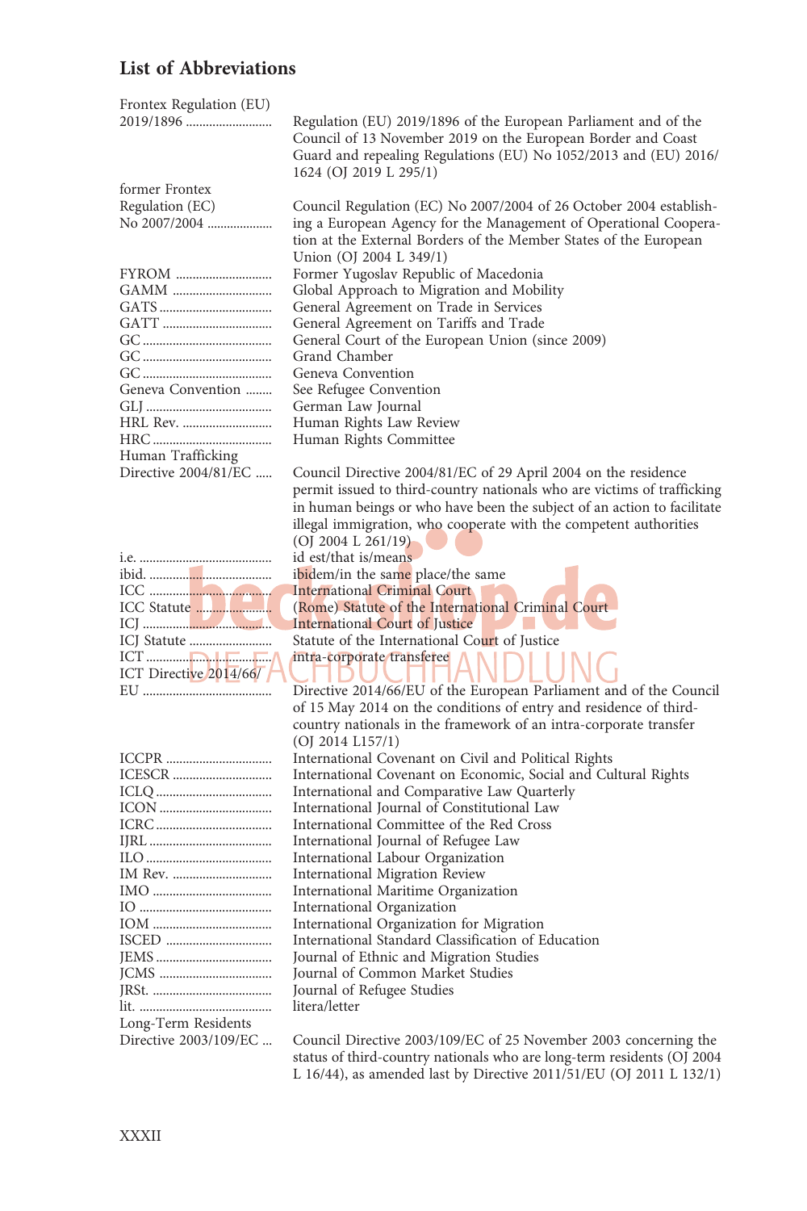## List of Abbreviations

| | |
|---|---|
| Frontex Regulation (EU) 2019/1896 | Regulation (EU) 2019/1896 of the European Parliament and of the Council of 13 November 2019 on the European Border and Coast Guard and repealing Regulations (EU) No 1052/2013 and (EU) 2016/1624 (OJ 2019 L 295/1) |
| former Frontex Regulation (EC) No 2007/2004 | Council Regulation (EC) No 2007/2004 of 26 October 2004 establishing a European Agency for the Management of Operational Cooperation at the External Borders of the Member States of the European Union (OJ 2004 L 349/1) |
| FYROM | Former Yugoslav Republic of Macedonia |
| GAMM | Global Approach to Migration and Mobility |
| GATS | General Agreement on Trade in Services |
| GATT | General Agreement on Tariffs and Trade |
| GC | General Court of the European Union (since 2009) |
| GC | Grand Chamber |
| GC | Geneva Convention |
| Geneva Convention | See Refugee Convention |
| GLJ | German Law Journal |
| HRL Rev. | Human Rights Law Review |
| HRC | Human Rights Committee |
| Human Trafficking Directive 2004/81/EC | Council Directive 2004/81/EC of 29 April 2004 on the residence permit issued to third-country nationals who are victims of trafficking in human beings or who have been the subject of an action to facilitate illegal immigration, who cooperate with the competent authorities (OJ 2004 L 261/19) |
| i.e. | id est/that is/means |
| ibid. | ibidem/in the same place/the same |
| ICC | International Criminal Court |
| ICC Statute | (Rome) Statute of the International Criminal Court |
| ICJ | International Court of Justice |
| ICJ Statute | Statute of the International Court of Justice |
| ICT | intra-corporate transferee |
| ICT Directive 2014/66/EU | Directive 2014/66/EU of the European Parliament and of the Council of 15 May 2014 on the conditions of entry and residence of third-country nationals in the framework of an intra-corporate transfer (OJ 2014 L157/1) |
| ICCPR | International Covenant on Civil and Political Rights |
| ICESCR | International Covenant on Economic, Social and Cultural Rights |
| ICLQ | International and Comparative Law Quarterly |
| ICON | International Journal of Constitutional Law |
| ICRC | International Committee of the Red Cross |
| IJRL | International Journal of Refugee Law |
| ILO | International Labour Organization |
| IM Rev. | International Migration Review |
| IMO | International Maritime Organization |
| IO | International Organization |
| IOM | International Organization for Migration |
| ISCED | International Standard Classification of Education |
| JEMS | Journal of Ethnic and Migration Studies |
| JCMS | Journal of Common Market Studies |
| JRSt. | Journal of Refugee Studies |
| lit. | litera/letter |
| Long-Term Residents Directive 2003/109/EC | Council Directive 2003/109/EC of 25 November 2003 concerning the status of third-country nationals who are long-term residents (OJ 2004 L 16/44), as amended last by Directive 2011/51/EU (OJ 2011 L 132/1) |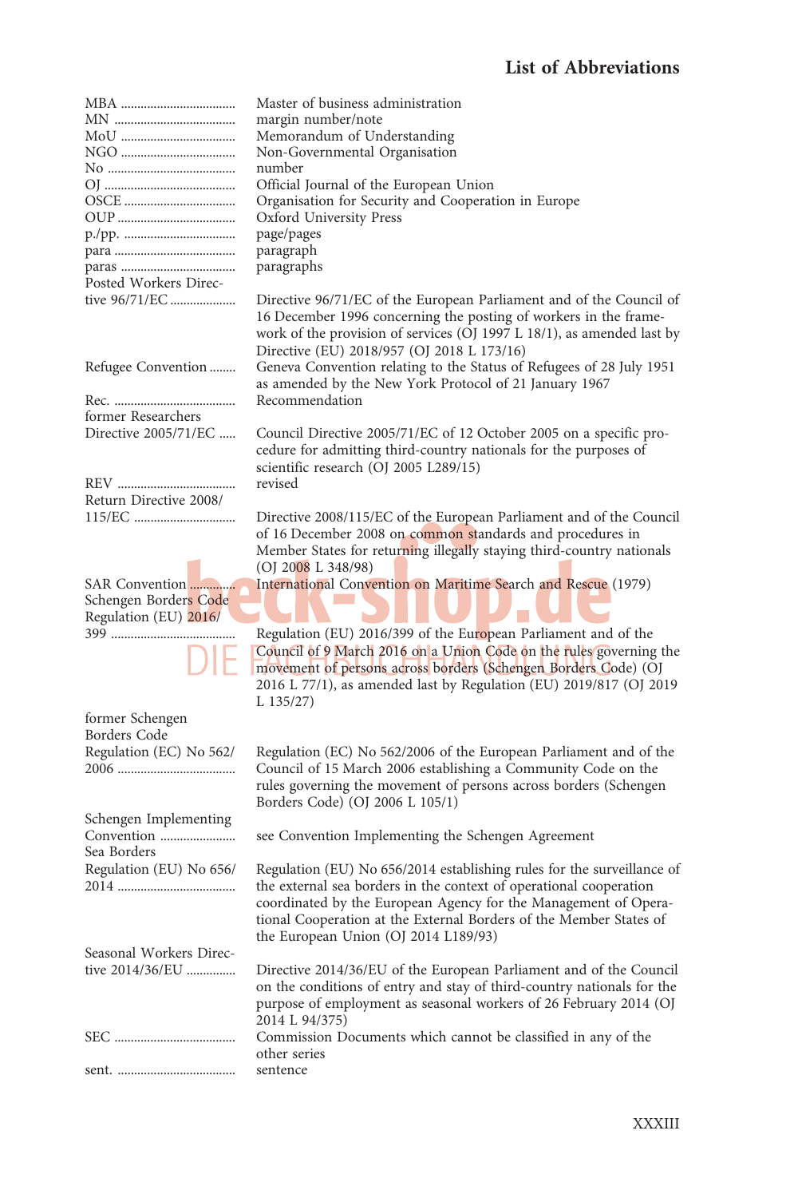# List of Abbreviations

| | |
|---|---|
| MBA | Master of business administration |
| MN | margin number/note |
| MoU | Memorandum of Understanding |
| NGO | Non-Governmental Organisation |
| No | number |
| OJ | Official Journal of the European Union |
| OSCE | Organisation for Security and Cooperation in Europe |
| OUP | Oxford University Press |
| p./pp. | page/pages |
| para | paragraph |
| paras | paragraphs |
| Posted Workers Directive 96/71/EC | Directive 96/71/EC of the European Parliament and of the Council of 16 December 1996 concerning the posting of workers in the framework of the provision of services (OJ 1997 L 18/1), as amended last by Directive (EU) 2018/957 (OJ 2018 L 173/16) |
| Refugee Convention | Geneva Convention relating to the Status of Refugees of 28 July 1951 as amended by the New York Protocol of 21 January 1967 |
| Rec. | Recommendation |
| former Researchers Directive 2005/71/EC | Council Directive 2005/71/EC of 12 October 2005 on a specific procedure for admitting third-country nationals for the purposes of scientific research (OJ 2005 L289/15) |
| REV | revised |
| Return Directive 2008/115/EC | Directive 2008/115/EC of the European Parliament and of the Council of 16 December 2008 on common standards and procedures in Member States for returning illegally staying third-country nationals (OJ 2008 L 348/98) |
| SAR Convention | International Convention on Maritime Search and Rescue (1979) |
| Schengen Borders Code Regulation (EU) 2016/399 | Regulation (EU) 2016/399 of the European Parliament and of the Council of 9 March 2016 on a Union Code on the rules governing the movement of persons across borders (Schengen Borders Code) (OJ 2016 L 77/1), as amended last by Regulation (EU) 2019/817 (OJ 2019 L 135/27) |
| former Schengen Borders Code Regulation (EC) No 562/2006 | Regulation (EC) No 562/2006 of the European Parliament and of the Council of 15 March 2006 establishing a Community Code on the rules governing the movement of persons across borders (Schengen Borders Code) (OJ 2006 L 105/1) |
| Schengen Implementing Convention | see Convention Implementing the Schengen Agreement |
| Sea Borders Regulation (EU) No 656/2014 | Regulation (EU) No 656/2014 establishing rules for the surveillance of the external sea borders in the context of operational cooperation coordinated by the European Agency for the Management of Operational Cooperation at the External Borders of the Member States of the European Union (OJ 2014 L189/93) |
| Seasonal Workers Directive 2014/36/EU | Directive 2014/36/EU of the European Parliament and of the Council on the conditions of entry and stay of third-country nationals for the purpose of employment as seasonal workers of 26 February 2014 (OJ 2014 L 94/375) |
| SEC | Commission Documents which cannot be classified in any of the other series |
| sent. | sentence |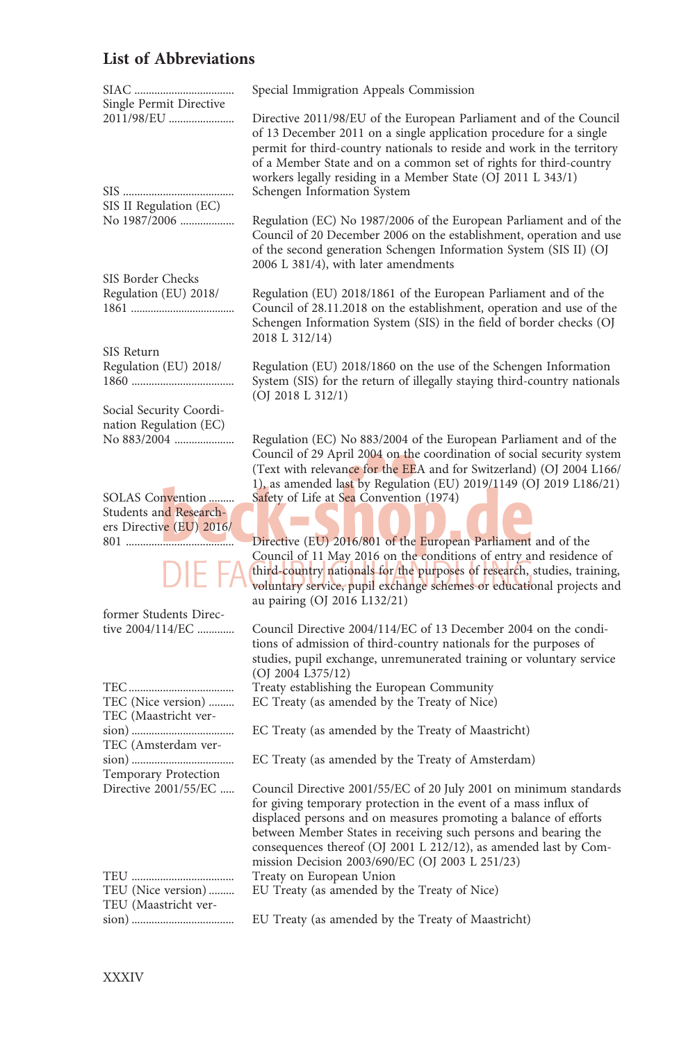## List of Abbreviations

| | |
|---|---|
| SIAC | Special Immigration Appeals Commission |
| Single Permit Directive 2011/98/EU | Directive 2011/98/EU of the European Parliament and of the Council of 13 December 2011 on a single application procedure for a single permit for third-country nationals to reside and work in the territory of a Member State and on a common set of rights for third-country workers legally residing in a Member State (OJ 2011 L 343/1) |
| SIS | Schengen Information System |
| SIS II Regulation (EC) No 1987/2006 | Regulation (EC) No 1987/2006 of the European Parliament and of the Council of 20 December 2006 on the establishment, operation and use of the second generation Schengen Information System (SIS II) (OJ 2006 L 381/4), with later amendments |
| SIS Border Checks Regulation (EU) 2018/1861 | Regulation (EU) 2018/1861 of the European Parliament and of the Council of 28.11.2018 on the establishment, operation and use of the Schengen Information System (SIS) in the field of border checks (OJ 2018 L 312/14) |
| SIS Return Regulation (EU) 2018/1860 | Regulation (EU) 2018/1860 on the use of the Schengen Information System (SIS) for the return of illegally staying third-country nationals (OJ 2018 L 312/1) |
| Social Security Coordination Regulation (EC) No 883/2004 | Regulation (EC) No 883/2004 of the European Parliament and of the Council of 29 April 2004 on the coordination of social security system (Text with relevance for the EEA and for Switzerland) (OJ 2004 L166/1), as amended last by Regulation (EU) 2019/1149 (OJ 2019 L186/21) |
| SOLAS Convention | Safety of Life at Sea Convention (1974) |
| Students and Researchers Directive (EU) 2016/801 | Directive (EU) 2016/801 of the European Parliament and of the Council of 11 May 2016 on the conditions of entry and residence of third-country nationals for the purposes of research, studies, training, voluntary service, pupil exchange schemes or educational projects and au pairing (OJ 2016 L132/21) |
| former Students Directive 2004/114/EC | Council Directive 2004/114/EC of 13 December 2004 on the conditions of admission of third-country nationals for the purposes of studies, pupil exchange, unremunerated training or voluntary service (OJ 2004 L375/12) |
| TEC | Treaty establishing the European Community |
| TEC (Nice version) | EC Treaty (as amended by the Treaty of Nice) |
| TEC (Maastricht version) | EC Treaty (as amended by the Treaty of Maastricht) |
| TEC (Amsterdam version) | EC Treaty (as amended by the Treaty of Amsterdam) |
| Temporary Protection Directive 2001/55/EC | Council Directive 2001/55/EC of 20 July 2001 on minimum standards for giving temporary protection in the event of a mass influx of displaced persons and on measures promoting a balance of efforts between Member States in receiving such persons and bearing the consequences thereof (OJ 2001 L 212/12), as amended last by Commission Decision 2003/690/EC (OJ 2003 L 251/23) |
| TEU | Treaty on European Union |
| TEU (Nice version) | EU Treaty (as amended by the Treaty of Nice) |
| TEU (Maastricht version) | EU Treaty (as amended by the Treaty of Maastricht) |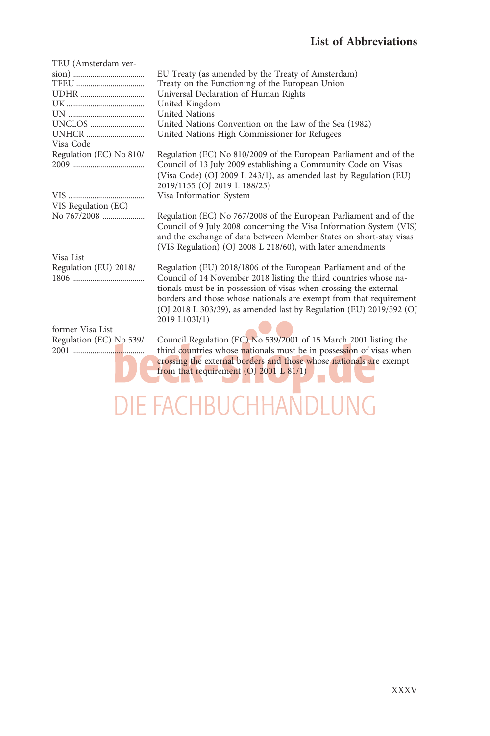## List of Abbreviations

| Abbreviation | Meaning |
|---|---|
| TEU (Amsterdam version) | EU Treaty (as amended by the Treaty of Amsterdam) |
| TFEU | Treaty on the Functioning of the European Union |
| UDHR | Universal Declaration of Human Rights |
| UK | United Kingdom |
| UN | United Nations |
| UNCLOS | United Nations Convention on the Law of the Sea (1982) |
| UNHCR | United Nations High Commissioner for Refugees |
| Visa Code Regulation (EC) No 810/2009 | Regulation (EC) No 810/2009 of the European Parliament and of the Council of 13 July 2009 establishing a Community Code on Visas (Visa Code) (OJ 2009 L 243/1), as amended last by Regulation (EU) 2019/1155 (OJ 2019 L 188/25) |
| VIS | Visa Information System |
| VIS Regulation (EC) No 767/2008 | Regulation (EC) No 767/2008 of the European Parliament and of the Council of 9 July 2008 concerning the Visa Information System (VIS) and the exchange of data between Member States on short-stay visas (VIS Regulation) (OJ 2008 L 218/60), with later amendments |
| Visa List Regulation (EU) 2018/1806 | Regulation (EU) 2018/1806 of the European Parliament and of the Council of 14 November 2018 listing the third countries whose nationals must be in possession of visas when crossing the external borders and those whose nationals are exempt from that requirement (OJ 2018 L 303/39), as amended last by Regulation (EU) 2019/592 (OJ 2019 L103I/1) |
| former Visa List Regulation (EC) No 539/2001 | Council Regulation (EC) No 539/2001 of 15 March 2001 listing the third countries whose nationals must be in possession of visas when crossing the external borders and those whose nationals are exempt from that requirement (OJ 2001 L 81/1) |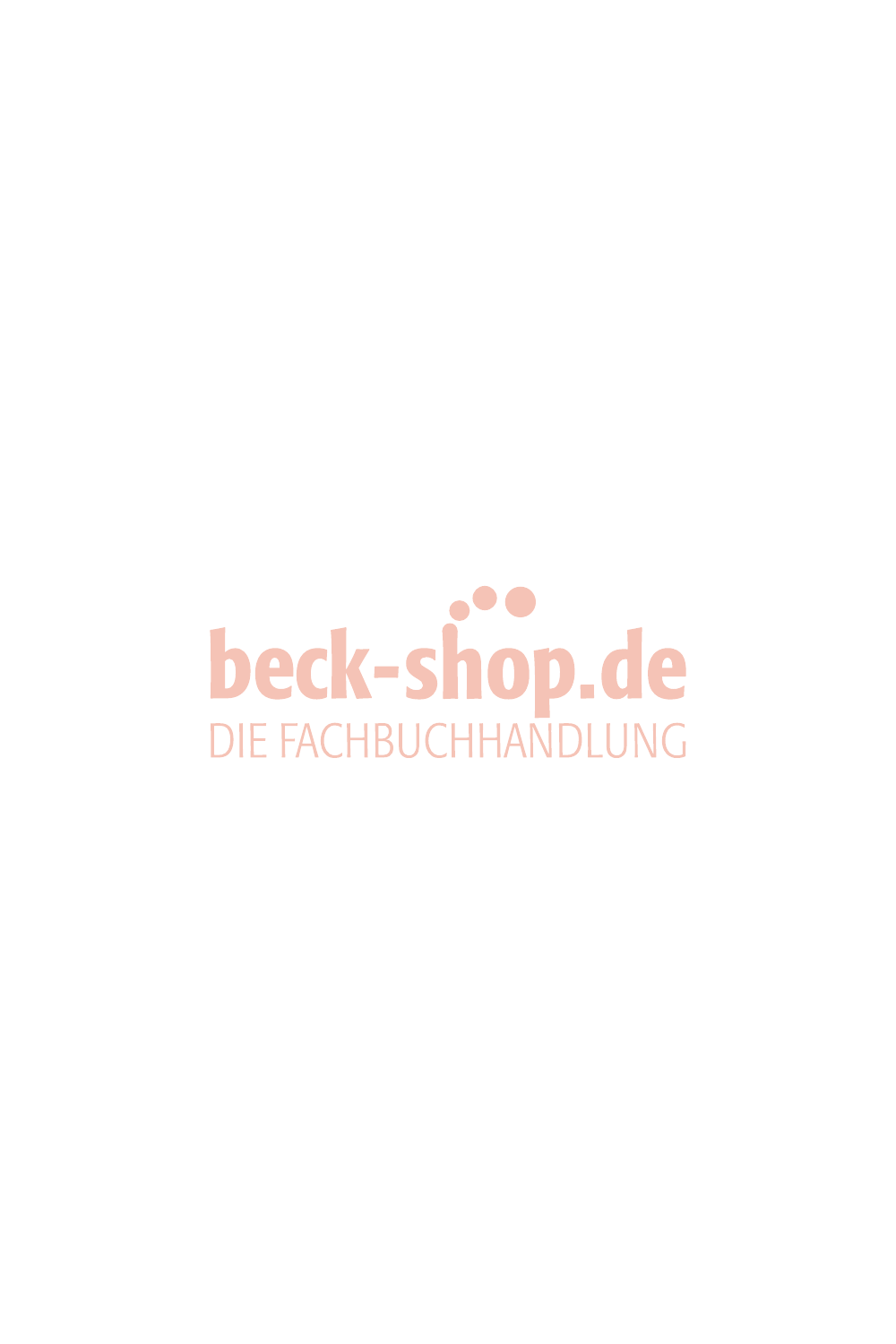beck-shop.de
DIE FACHBUCHHANDLUNG